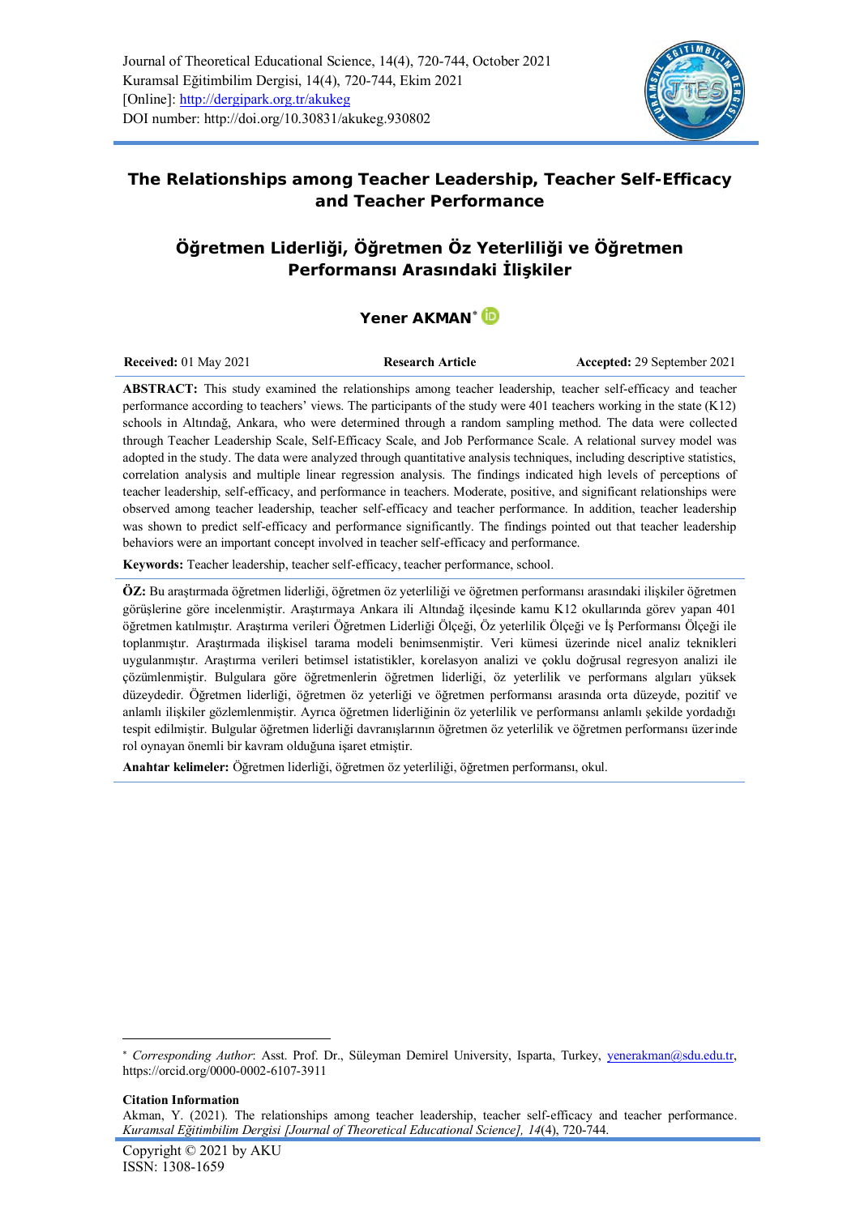Journal of Theoretical Educational Science, 14(4), 720-744, October 2021
Kuramsal Eğitimbilim Dergisi, 14(4), 720-744, Ekim 2021
[Online]: http://dergipark.org.tr/akukeg
DOI number: http://doi.org/10.30831/akukeg.930802

# The Relationships among Teacher Leadership, Teacher Self-Efficacy and Teacher Performance

# Öğretmen Liderliği, Öğretmen Öz Yeterliliği ve Öğretmen Performansı Arasındaki İlişkiler

**Yener AKMAN**[*]

**Received:** 01 May 2021 | **Research Article** | **Accepted:** 29 September 2021

**ABSTRACT:** This study examined the relationships among teacher leadership, teacher self-efficacy and teacher performance according to teachers' views. The participants of the study were 401 teachers working in the state (K12) schools in Altındağ, Ankara, who were determined through a random sampling method. The data were collected through Teacher Leadership Scale, Self-Efficacy Scale, and Job Performance Scale. A relational survey model was adopted in the study. The data were analyzed through quantitative analysis techniques, including descriptive statistics, correlation analysis and multiple linear regression analysis. The findings indicated high levels of perceptions of teacher leadership, self-efficacy, and performance in teachers. Moderate, positive, and significant relationships were observed among teacher leadership, teacher self-efficacy and teacher performance. In addition, teacher leadership was shown to predict self-efficacy and performance significantly. The findings pointed out that teacher leadership behaviors were an important concept involved in teacher self-efficacy and performance.

**Keywords:** Teacher leadership, teacher self-efficacy, teacher performance, school.

**ÖZ:** Bu araştırmada öğretmen liderliği, öğretmen öz yeterliliği ve öğretmen performansı arasındaki ilişkiler öğretmen görüşlerine göre incelenmiştir. Araştırmaya Ankara ili Altındağ ilçesinde kamu K12 okullarında görev yapan 401 öğretmen katılmıştır. Araştırma verileri Öğretmen Liderliği Ölçeği, Öz yeterlilik Ölçeği ve İş Performansı Ölçeği ile toplanmıştır. Araştırmada ilişkisel tarama modeli benimsenmiştir. Veri kümesi üzerinde nicel analiz teknikleri uygulanmıştır. Araştırma verileri betimsel istatistikler, korelasyon analizi ve çoklu doğrusal regresyon analizi ile çözümlenmiştir. Bulgulara göre öğretmenlerin öğretmen liderliği, öz yeterlilik ve performans algıları yüksek düzeydedir. Öğretmen liderliği, öğretmen öz yeterliği ve öğretmen performansı arasında orta düzeyde, pozitif ve anlamlı ilişkiler gözlemlenmiştir. Ayrıca öğretmen liderliğinin öz yeterlilik ve performansı anlamlı şekilde yordadığı tespit edilmiştir. Bulgular öğretmen liderliği davranışlarının öğretmen öz yeterlilik ve öğretmen performansı üzerinde rol oynayan önemli bir kavram olduğuna işaret etmiştir.

**Anahtar kelimeler:** Öğretmen liderliği, öğretmen öz yeterliliği, öğretmen performansı, okul.

---

[*] *Corresponding Author*: Asst. Prof. Dr., Süleyman Demirel University, Isparta, Turkey, yenerakman@sdu.edu.tr, https://orcid.org/0000-0002-6107-3911

**Citation Information**

Akman, Y. (2021). The relationships among teacher leadership, teacher self-efficacy and teacher performance. *Kuramsal Eğitimbilim Dergisi [Journal of Theoretical Educational Science], 14*(4), 720-744.

Copyright © 2021 by AKU
ISSN: 1308-1659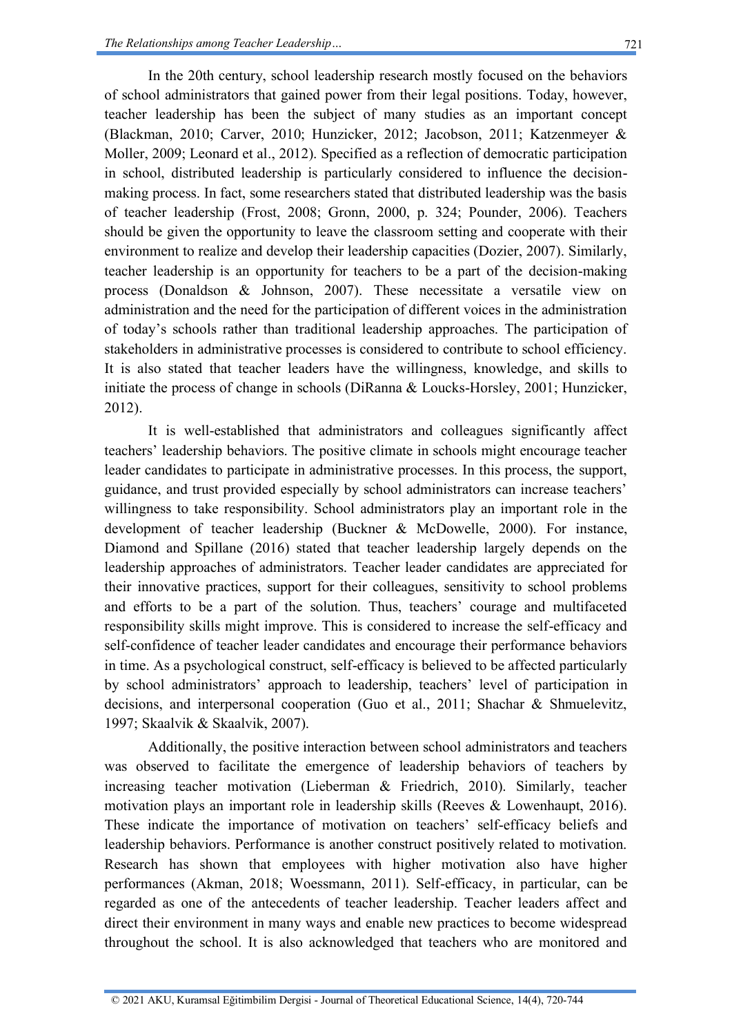In the 20th century, school leadership research mostly focused on the behaviors of school administrators that gained power from their legal positions. Today, however, teacher leadership has been the subject of many studies as an important concept (Blackman, 2010; Carver, 2010; Hunzicker, 2012; Jacobson, 2011; Katzenmeyer & Moller, 2009; Leonard et al., 2012). Specified as a reflection of democratic participation in school, distributed leadership is particularly considered to influence the decision-making process. In fact, some researchers stated that distributed leadership was the basis of teacher leadership (Frost, 2008; Gronn, 2000, p. 324; Pounder, 2006). Teachers should be given the opportunity to leave the classroom setting and cooperate with their environment to realize and develop their leadership capacities (Dozier, 2007). Similarly, teacher leadership is an opportunity for teachers to be a part of the decision-making process (Donaldson & Johnson, 2007). These necessitate a versatile view on administration and the need for the participation of different voices in the administration of today's schools rather than traditional leadership approaches. The participation of stakeholders in administrative processes is considered to contribute to school efficiency. It is also stated that teacher leaders have the willingness, knowledge, and skills to initiate the process of change in schools (DiRanna & Loucks-Horsley, 2001; Hunzicker, 2012).

It is well-established that administrators and colleagues significantly affect teachers' leadership behaviors. The positive climate in schools might encourage teacher leader candidates to participate in administrative processes. In this process, the support, guidance, and trust provided especially by school administrators can increase teachers' willingness to take responsibility. School administrators play an important role in the development of teacher leadership (Buckner & McDowelle, 2000). For instance, Diamond and Spillane (2016) stated that teacher leadership largely depends on the leadership approaches of administrators. Teacher leader candidates are appreciated for their innovative practices, support for their colleagues, sensitivity to school problems and efforts to be a part of the solution. Thus, teachers' courage and multifaceted responsibility skills might improve. This is considered to increase the self-efficacy and self-confidence of teacher leader candidates and encourage their performance behaviors in time. As a psychological construct, self-efficacy is believed to be affected particularly by school administrators' approach to leadership, teachers' level of participation in decisions, and interpersonal cooperation (Guo et al., 2011; Shachar & Shmuelevitz, 1997; Skaalvik & Skaalvik, 2007).

Additionally, the positive interaction between school administrators and teachers was observed to facilitate the emergence of leadership behaviors of teachers by increasing teacher motivation (Lieberman & Friedrich, 2010). Similarly, teacher motivation plays an important role in leadership skills (Reeves & Lowenhaupt, 2016). These indicate the importance of motivation on teachers' self-efficacy beliefs and leadership behaviors. Performance is another construct positively related to motivation. Research has shown that employees with higher motivation also have higher performances (Akman, 2018; Woessmann, 2011). Self-efficacy, in particular, can be regarded as one of the antecedents of teacher leadership. Teacher leaders affect and direct their environment in many ways and enable new practices to become widespread throughout the school. It is also acknowledged that teachers who are monitored and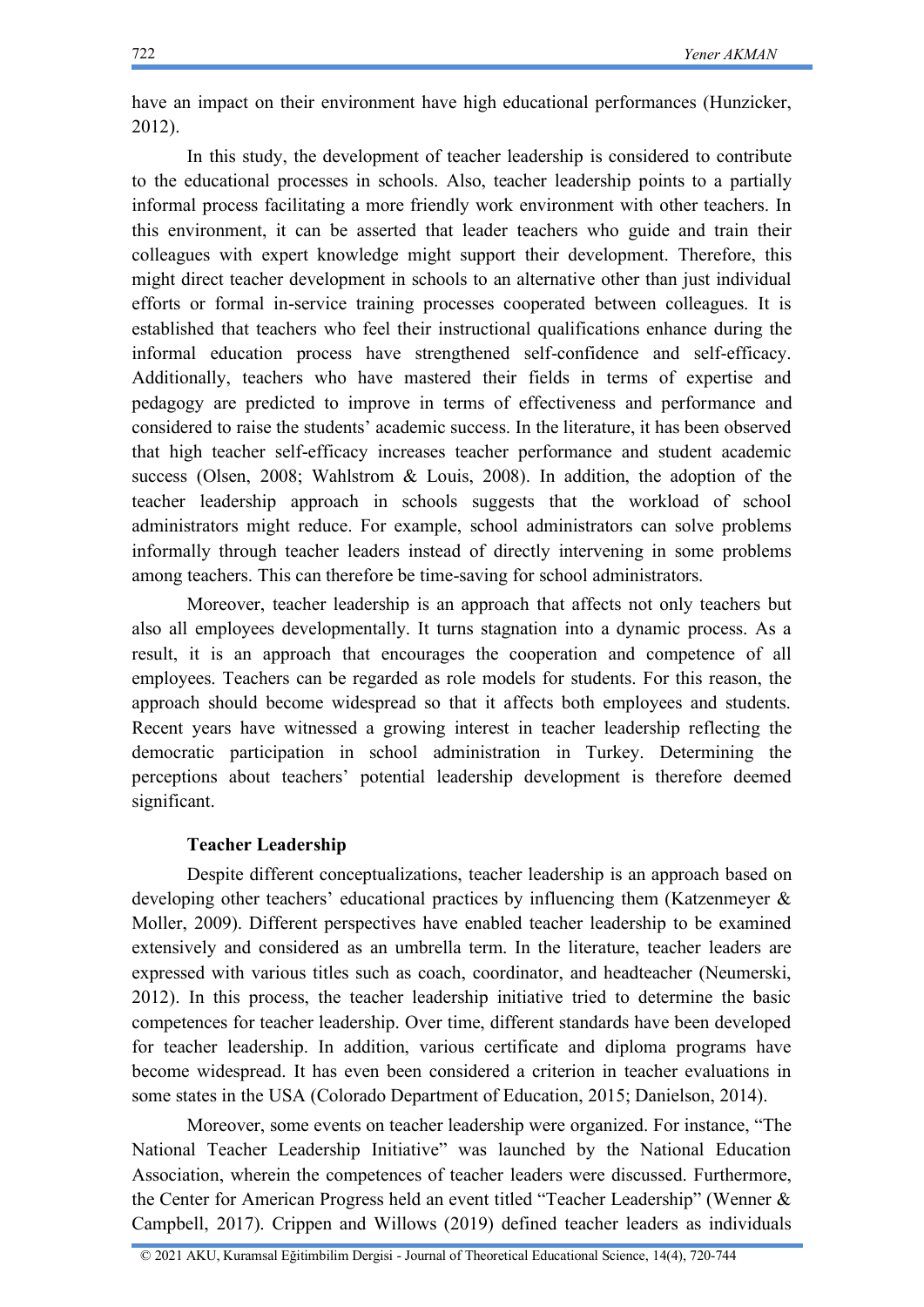have an impact on their environment have high educational performances (Hunzicker, 2012).

In this study, the development of teacher leadership is considered to contribute to the educational processes in schools. Also, teacher leadership points to a partially informal process facilitating a more friendly work environment with other teachers. In this environment, it can be asserted that leader teachers who guide and train their colleagues with expert knowledge might support their development. Therefore, this might direct teacher development in schools to an alternative other than just individual efforts or formal in-service training processes cooperated between colleagues. It is established that teachers who feel their instructional qualifications enhance during the informal education process have strengthened self-confidence and self-efficacy. Additionally, teachers who have mastered their fields in terms of expertise and pedagogy are predicted to improve in terms of effectiveness and performance and considered to raise the students' academic success. In the literature, it has been observed that high teacher self-efficacy increases teacher performance and student academic success (Olsen, 2008; Wahlstrom & Louis, 2008). In addition, the adoption of the teacher leadership approach in schools suggests that the workload of school administrators might reduce. For example, school administrators can solve problems informally through teacher leaders instead of directly intervening in some problems among teachers. This can therefore be time-saving for school administrators.

Moreover, teacher leadership is an approach that affects not only teachers but also all employees developmentally. It turns stagnation into a dynamic process. As a result, it is an approach that encourages the cooperation and competence of all employees. Teachers can be regarded as role models for students. For this reason, the approach should become widespread so that it affects both employees and students. Recent years have witnessed a growing interest in teacher leadership reflecting the democratic participation in school administration in Turkey. Determining the perceptions about teachers' potential leadership development is therefore deemed significant.

## Teacher Leadership

Despite different conceptualizations, teacher leadership is an approach based on developing other teachers' educational practices by influencing them (Katzenmeyer & Moller, 2009). Different perspectives have enabled teacher leadership to be examined extensively and considered as an umbrella term. In the literature, teacher leaders are expressed with various titles such as coach, coordinator, and headteacher (Neumerski, 2012). In this process, the teacher leadership initiative tried to determine the basic competences for teacher leadership. Over time, different standards have been developed for teacher leadership. In addition, various certificate and diploma programs have become widespread. It has even been considered a criterion in teacher evaluations in some states in the USA (Colorado Department of Education, 2015; Danielson, 2014).

Moreover, some events on teacher leadership were organized. For instance, "The National Teacher Leadership Initiative" was launched by the National Education Association, wherein the competences of teacher leaders were discussed. Furthermore, the Center for American Progress held an event titled "Teacher Leadership" (Wenner & Campbell, 2017). Crippen and Willows (2019) defined teacher leaders as individuals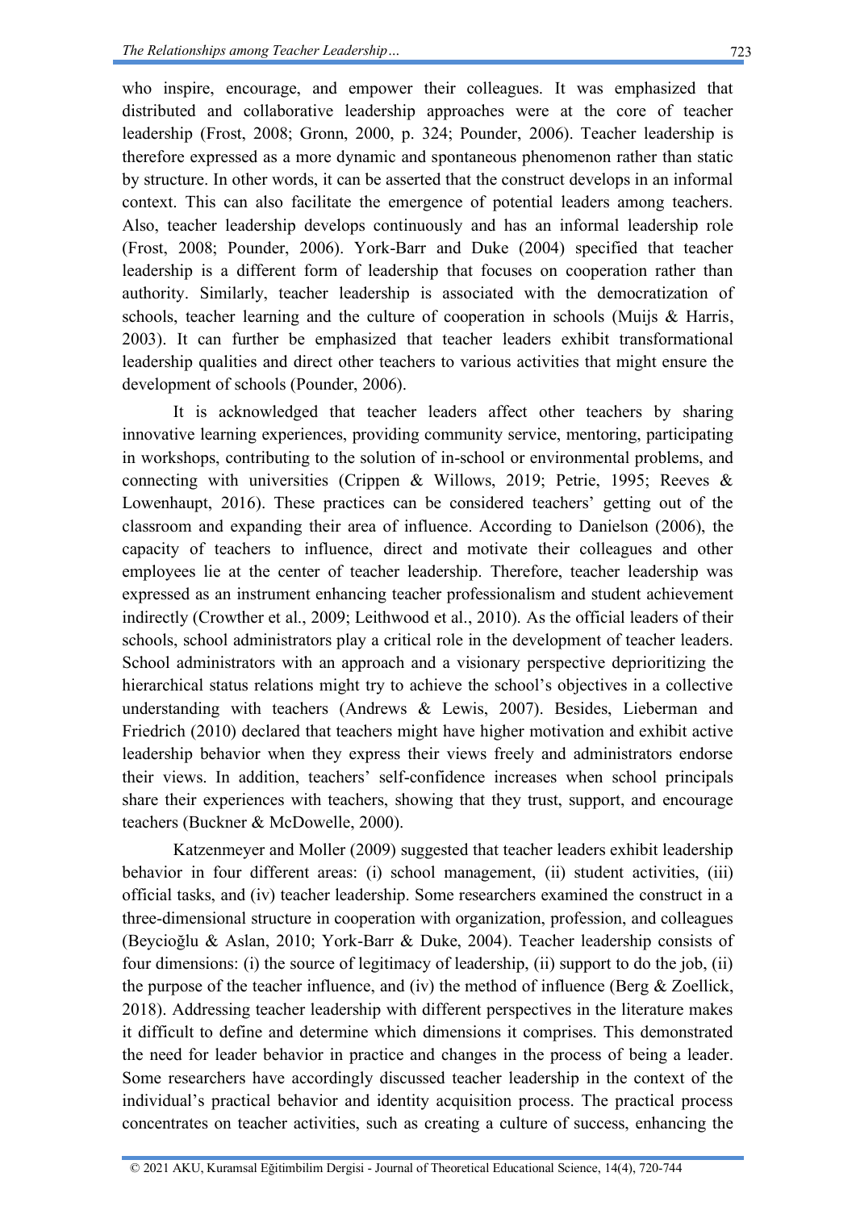who inspire, encourage, and empower their colleagues. It was emphasized that distributed and collaborative leadership approaches were at the core of teacher leadership (Frost, 2008; Gronn, 2000, p. 324; Pounder, 2006). Teacher leadership is therefore expressed as a more dynamic and spontaneous phenomenon rather than static by structure. In other words, it can be asserted that the construct develops in an informal context. This can also facilitate the emergence of potential leaders among teachers. Also, teacher leadership develops continuously and has an informal leadership role (Frost, 2008; Pounder, 2006). York-Barr and Duke (2004) specified that teacher leadership is a different form of leadership that focuses on cooperation rather than authority. Similarly, teacher leadership is associated with the democratization of schools, teacher learning and the culture of cooperation in schools (Muijs & Harris, 2003). It can further be emphasized that teacher leaders exhibit transformational leadership qualities and direct other teachers to various activities that might ensure the development of schools (Pounder, 2006).

It is acknowledged that teacher leaders affect other teachers by sharing innovative learning experiences, providing community service, mentoring, participating in workshops, contributing to the solution of in-school or environmental problems, and connecting with universities (Crippen & Willows, 2019; Petrie, 1995; Reeves & Lowenhaupt, 2016). These practices can be considered teachers' getting out of the classroom and expanding their area of influence. According to Danielson (2006), the capacity of teachers to influence, direct and motivate their colleagues and other employees lie at the center of teacher leadership. Therefore, teacher leadership was expressed as an instrument enhancing teacher professionalism and student achievement indirectly (Crowther et al., 2009; Leithwood et al., 2010). As the official leaders of their schools, school administrators play a critical role in the development of teacher leaders. School administrators with an approach and a visionary perspective deprioritizing the hierarchical status relations might try to achieve the school's objectives in a collective understanding with teachers (Andrews & Lewis, 2007). Besides, Lieberman and Friedrich (2010) declared that teachers might have higher motivation and exhibit active leadership behavior when they express their views freely and administrators endorse their views. In addition, teachers' self-confidence increases when school principals share their experiences with teachers, showing that they trust, support, and encourage teachers (Buckner & McDowelle, 2000).

Katzenmeyer and Moller (2009) suggested that teacher leaders exhibit leadership behavior in four different areas: (i) school management, (ii) student activities, (iii) official tasks, and (iv) teacher leadership. Some researchers examined the construct in a three-dimensional structure in cooperation with organization, profession, and colleagues (Beycioğlu & Aslan, 2010; York-Barr & Duke, 2004). Teacher leadership consists of four dimensions: (i) the source of legitimacy of leadership, (ii) support to do the job, (ii) the purpose of the teacher influence, and (iv) the method of influence (Berg & Zoellick, 2018). Addressing teacher leadership with different perspectives in the literature makes it difficult to define and determine which dimensions it comprises. This demonstrated the need for leader behavior in practice and changes in the process of being a leader. Some researchers have accordingly discussed teacher leadership in the context of the individual's practical behavior and identity acquisition process. The practical process concentrates on teacher activities, such as creating a culture of success, enhancing the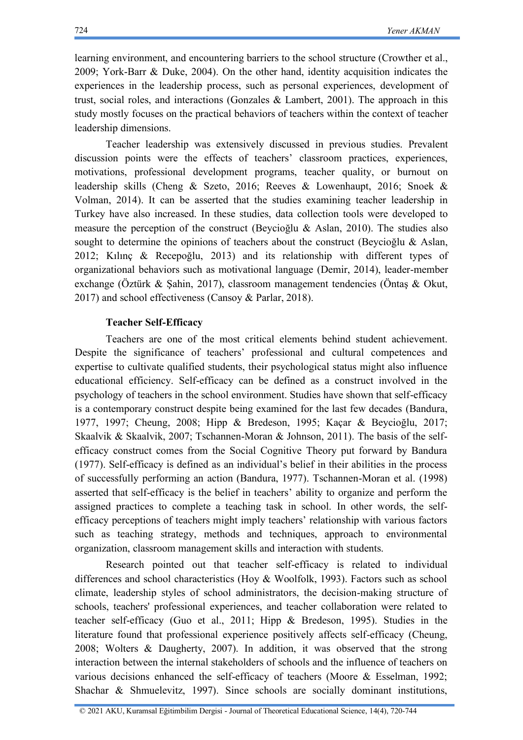learning environment, and encountering barriers to the school structure (Crowther et al., 2009; York-Barr & Duke, 2004). On the other hand, identity acquisition indicates the experiences in the leadership process, such as personal experiences, development of trust, social roles, and interactions (Gonzales & Lambert, 2001). The approach in this study mostly focuses on the practical behaviors of teachers within the context of teacher leadership dimensions.

Teacher leadership was extensively discussed in previous studies. Prevalent discussion points were the effects of teachers' classroom practices, experiences, motivations, professional development programs, teacher quality, or burnout on leadership skills (Cheng & Szeto, 2016; Reeves & Lowenhaupt, 2016; Snoek & Volman, 2014). It can be asserted that the studies examining teacher leadership in Turkey have also increased. In these studies, data collection tools were developed to measure the perception of the construct (Beycioğlu & Aslan, 2010). The studies also sought to determine the opinions of teachers about the construct (Beycioğlu & Aslan, 2012; Kılınç & Recepoğlu, 2013) and its relationship with different types of organizational behaviors such as motivational language (Demir, 2014), leader-member exchange (Öztürk & Şahin, 2017), classroom management tendencies (Öntaş & Okut, 2017) and school effectiveness (Cansoy & Parlar, 2018).

### Teacher Self-Efficacy

Teachers are one of the most critical elements behind student achievement. Despite the significance of teachers' professional and cultural competences and expertise to cultivate qualified students, their psychological status might also influence educational efficiency. Self-efficacy can be defined as a construct involved in the psychology of teachers in the school environment. Studies have shown that self-efficacy is a contemporary construct despite being examined for the last few decades (Bandura, 1977, 1997; Cheung, 2008; Hipp & Bredeson, 1995; Kaçar & Beycioğlu, 2017; Skaalvik & Skaalvik, 2007; Tschannen-Moran & Johnson, 2011). The basis of the self-efficacy construct comes from the Social Cognitive Theory put forward by Bandura (1977). Self-efficacy is defined as an individual's belief in their abilities in the process of successfully performing an action (Bandura, 1977). Tschannen-Moran et al. (1998) asserted that self-efficacy is the belief in teachers' ability to organize and perform the assigned practices to complete a teaching task in school. In other words, the self-efficacy perceptions of teachers might imply teachers' relationship with various factors such as teaching strategy, methods and techniques, approach to environmental organization, classroom management skills and interaction with students.

Research pointed out that teacher self-efficacy is related to individual differences and school characteristics (Hoy & Woolfolk, 1993). Factors such as school climate, leadership styles of school administrators, the decision-making structure of schools, teachers' professional experiences, and teacher collaboration were related to teacher self-efficacy (Guo et al., 2011; Hipp & Bredeson, 1995). Studies in the literature found that professional experience positively affects self-efficacy (Cheung, 2008; Wolters & Daugherty, 2007). In addition, it was observed that the strong interaction between the internal stakeholders of schools and the influence of teachers on various decisions enhanced the self-efficacy of teachers (Moore & Esselman, 1992; Shachar & Shmuelevitz, 1997). Since schools are socially dominant institutions,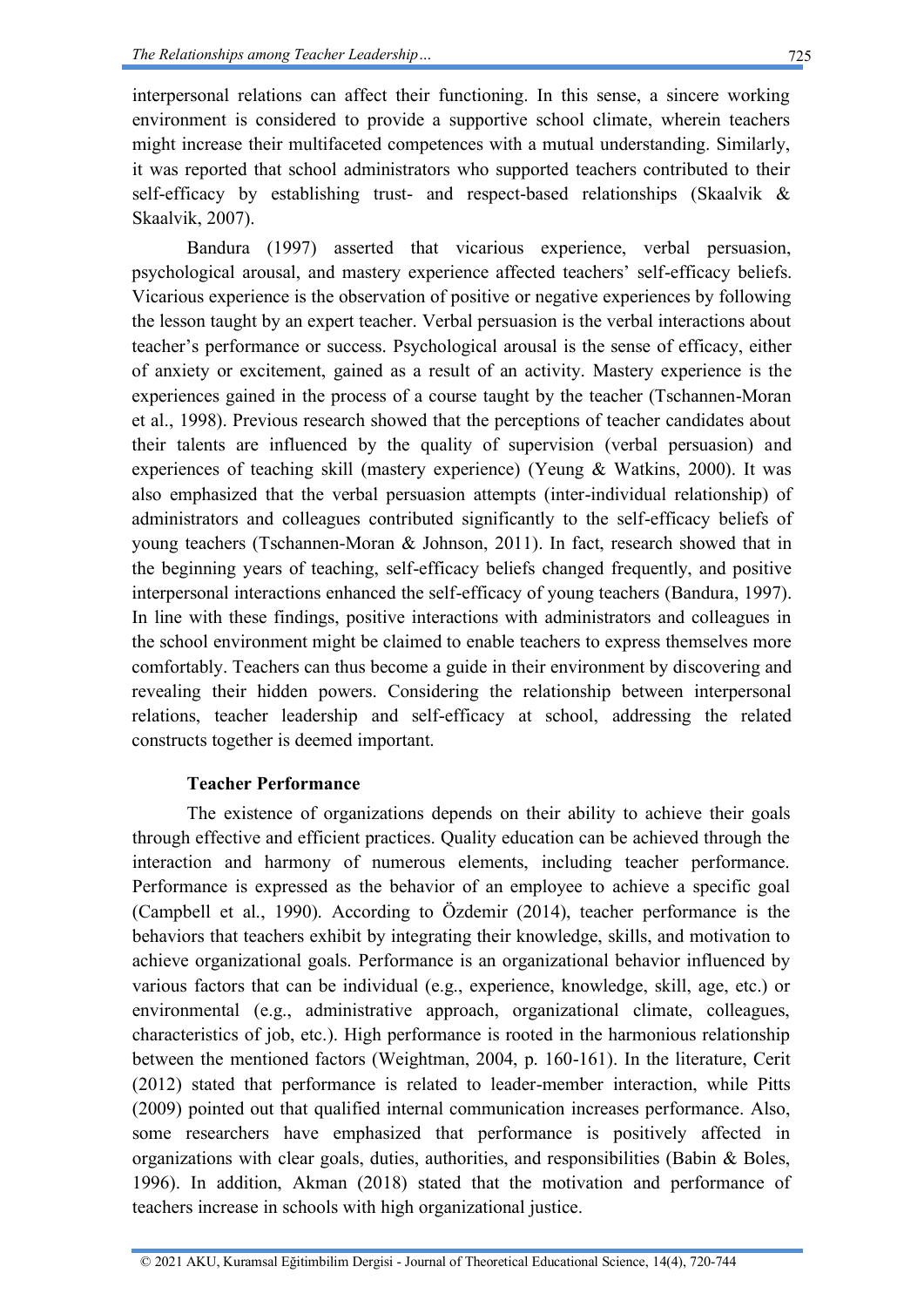interpersonal relations can affect their functioning. In this sense, a sincere working environment is considered to provide a supportive school climate, wherein teachers might increase their multifaceted competences with a mutual understanding. Similarly, it was reported that school administrators who supported teachers contributed to their self-efficacy by establishing trust- and respect-based relationships (Skaalvik & Skaalvik, 2007).

Bandura (1997) asserted that vicarious experience, verbal persuasion, psychological arousal, and mastery experience affected teachers' self-efficacy beliefs. Vicarious experience is the observation of positive or negative experiences by following the lesson taught by an expert teacher. Verbal persuasion is the verbal interactions about teacher's performance or success. Psychological arousal is the sense of efficacy, either of anxiety or excitement, gained as a result of an activity. Mastery experience is the experiences gained in the process of a course taught by the teacher (Tschannen-Moran et al., 1998). Previous research showed that the perceptions of teacher candidates about their talents are influenced by the quality of supervision (verbal persuasion) and experiences of teaching skill (mastery experience) (Yeung & Watkins, 2000). It was also emphasized that the verbal persuasion attempts (inter-individual relationship) of administrators and colleagues contributed significantly to the self-efficacy beliefs of young teachers (Tschannen-Moran & Johnson, 2011). In fact, research showed that in the beginning years of teaching, self-efficacy beliefs changed frequently, and positive interpersonal interactions enhanced the self-efficacy of young teachers (Bandura, 1997). In line with these findings, positive interactions with administrators and colleagues in the school environment might be claimed to enable teachers to express themselves more comfortably. Teachers can thus become a guide in their environment by discovering and revealing their hidden powers. Considering the relationship between interpersonal relations, teacher leadership and self-efficacy at school, addressing the related constructs together is deemed important.

**Teacher Performance**

The existence of organizations depends on their ability to achieve their goals through effective and efficient practices. Quality education can be achieved through the interaction and harmony of numerous elements, including teacher performance. Performance is expressed as the behavior of an employee to achieve a specific goal (Campbell et al., 1990). According to Özdemir (2014), teacher performance is the behaviors that teachers exhibit by integrating their knowledge, skills, and motivation to achieve organizational goals. Performance is an organizational behavior influenced by various factors that can be individual (e.g., experience, knowledge, skill, age, etc.) or environmental (e.g., administrative approach, organizational climate, colleagues, characteristics of job, etc.). High performance is rooted in the harmonious relationship between the mentioned factors (Weightman, 2004, p. 160-161). In the literature, Cerit (2012) stated that performance is related to leader-member interaction, while Pitts (2009) pointed out that qualified internal communication increases performance. Also, some researchers have emphasized that performance is positively affected in organizations with clear goals, duties, authorities, and responsibilities (Babin & Boles, 1996). In addition, Akman (2018) stated that the motivation and performance of teachers increase in schools with high organizational justice.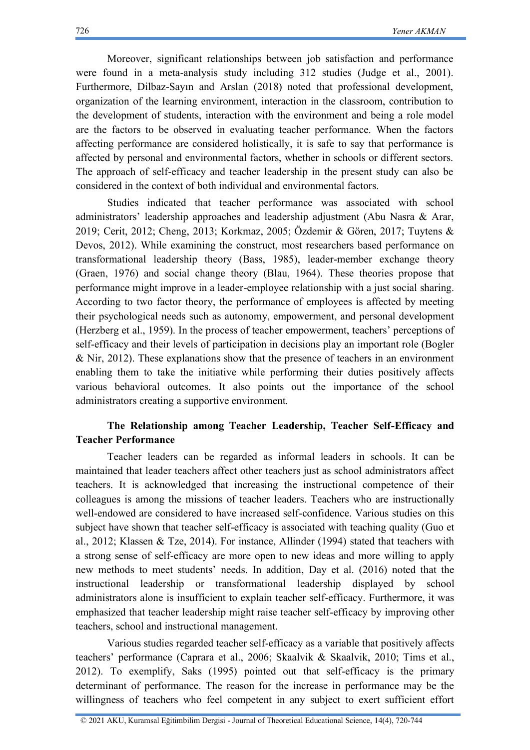Moreover, significant relationships between job satisfaction and performance were found in a meta-analysis study including 312 studies (Judge et al., 2001). Furthermore, Dilbaz-Sayın and Arslan (2018) noted that professional development, organization of the learning environment, interaction in the classroom, contribution to the development of students, interaction with the environment and being a role model are the factors to be observed in evaluating teacher performance. When the factors affecting performance are considered holistically, it is safe to say that performance is affected by personal and environmental factors, whether in schools or different sectors. The approach of self-efficacy and teacher leadership in the present study can also be considered in the context of both individual and environmental factors.

Studies indicated that teacher performance was associated with school administrators' leadership approaches and leadership adjustment (Abu Nasra & Arar, 2019; Cerit, 2012; Cheng, 2013; Korkmaz, 2005; Özdemir & Gören, 2017; Tuytens & Devos, 2012). While examining the construct, most researchers based performance on transformational leadership theory (Bass, 1985), leader-member exchange theory (Graen, 1976) and social change theory (Blau, 1964). These theories propose that performance might improve in a leader-employee relationship with a just social sharing. According to two factor theory, the performance of employees is affected by meeting their psychological needs such as autonomy, empowerment, and personal development (Herzberg et al., 1959). In the process of teacher empowerment, teachers' perceptions of self-efficacy and their levels of participation in decisions play an important role (Bogler & Nir, 2012). These explanations show that the presence of teachers in an environment enabling them to take the initiative while performing their duties positively affects various behavioral outcomes. It also points out the importance of the school administrators creating a supportive environment.

## The Relationship among Teacher Leadership, Teacher Self-Efficacy and Teacher Performance

Teacher leaders can be regarded as informal leaders in schools. It can be maintained that leader teachers affect other teachers just as school administrators affect teachers. It is acknowledged that increasing the instructional competence of their colleagues is among the missions of teacher leaders. Teachers who are instructionally well-endowed are considered to have increased self-confidence. Various studies on this subject have shown that teacher self-efficacy is associated with teaching quality (Guo et al., 2012; Klassen & Tze, 2014). For instance, Allinder (1994) stated that teachers with a strong sense of self-efficacy are more open to new ideas and more willing to apply new methods to meet students' needs. In addition, Day et al. (2016) noted that the instructional leadership or transformational leadership displayed by school administrators alone is insufficient to explain teacher self-efficacy. Furthermore, it was emphasized that teacher leadership might raise teacher self-efficacy by improving other teachers, school and instructional management.

Various studies regarded teacher self-efficacy as a variable that positively affects teachers' performance (Caprara et al., 2006; Skaalvik & Skaalvik, 2010; Tims et al., 2012). To exemplify, Saks (1995) pointed out that self-efficacy is the primary determinant of performance. The reason for the increase in performance may be the willingness of teachers who feel competent in any subject to exert sufficient effort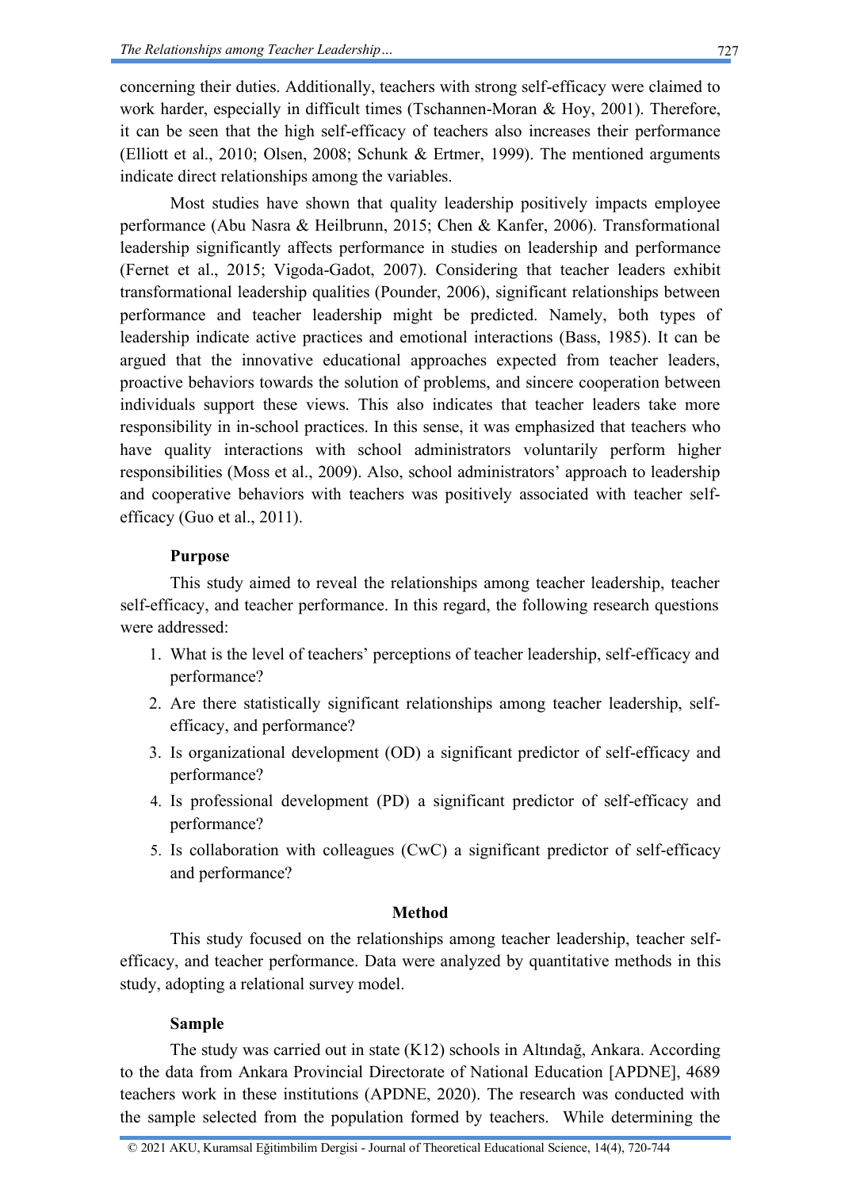concerning their duties. Additionally, teachers with strong self-efficacy were claimed to work harder, especially in difficult times (Tschannen-Moran & Hoy, 2001). Therefore, it can be seen that the high self-efficacy of teachers also increases their performance (Elliott et al., 2010; Olsen, 2008; Schunk & Ertmer, 1999). The mentioned arguments indicate direct relationships among the variables.

Most studies have shown that quality leadership positively impacts employee performance (Abu Nasra & Heilbrunn, 2015; Chen & Kanfer, 2006). Transformational leadership significantly affects performance in studies on leadership and performance (Fernet et al., 2015; Vigoda-Gadot, 2007). Considering that teacher leaders exhibit transformational leadership qualities (Pounder, 2006), significant relationships between performance and teacher leadership might be predicted. Namely, both types of leadership indicate active practices and emotional interactions (Bass, 1985). It can be argued that the innovative educational approaches expected from teacher leaders, proactive behaviors towards the solution of problems, and sincere cooperation between individuals support these views. This also indicates that teacher leaders take more responsibility in in-school practices. In this sense, it was emphasized that teachers who have quality interactions with school administrators voluntarily perform higher responsibilities (Moss et al., 2009). Also, school administrators' approach to leadership and cooperative behaviors with teachers was positively associated with teacher self-efficacy (Guo et al., 2011).

### Purpose

This study aimed to reveal the relationships among teacher leadership, teacher self-efficacy, and teacher performance. In this regard, the following research questions were addressed:

1. What is the level of teachers' perceptions of teacher leadership, self-efficacy and performance?
2. Are there statistically significant relationships among teacher leadership, self-efficacy, and performance?
3. Is organizational development (OD) a significant predictor of self-efficacy and performance?
4. Is professional development (PD) a significant predictor of self-efficacy and performance?
5. Is collaboration with colleagues (CwC) a significant predictor of self-efficacy and performance?

## Method

This study focused on the relationships among teacher leadership, teacher self-efficacy, and teacher performance. Data were analyzed by quantitative methods in this study, adopting a relational survey model.

### Sample

The study was carried out in state (K12) schools in Altındağ, Ankara. According to the data from Ankara Provincial Directorate of National Education [APDNE], 4689 teachers work in these institutions (APDNE, 2020). The research was conducted with the sample selected from the population formed by teachers. While determining the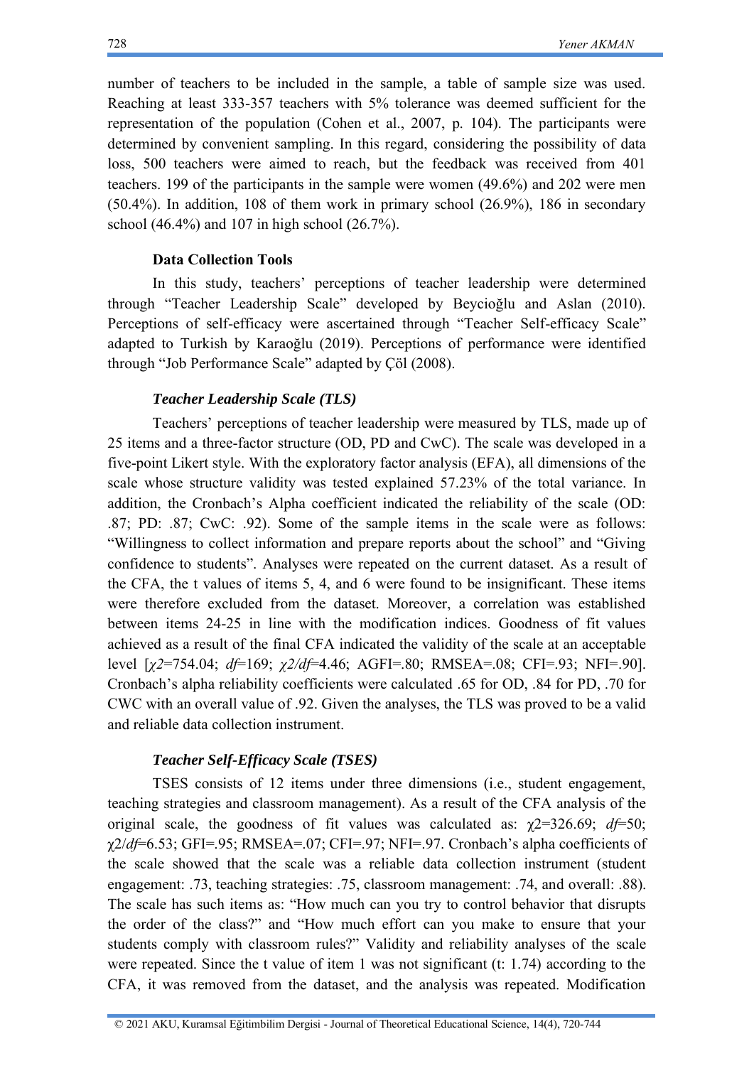number of teachers to be included in the sample, a table of sample size was used. Reaching at least 333-357 teachers with 5% tolerance was deemed sufficient for the representation of the population (Cohen et al., 2007, p. 104). The participants were determined by convenient sampling. In this regard, considering the possibility of data loss, 500 teachers were aimed to reach, but the feedback was received from 401 teachers. 199 of the participants in the sample were women (49.6%) and 202 were men (50.4%). In addition, 108 of them work in primary school (26.9%), 186 in secondary school (46.4%) and 107 in high school (26.7%).

**Data Collection Tools**

In this study, teachers' perceptions of teacher leadership were determined through "Teacher Leadership Scale" developed by Beycioğlu and Aslan (2010). Perceptions of self-efficacy were ascertained through "Teacher Self-efficacy Scale" adapted to Turkish by Karaoğlu (2019). Perceptions of performance were identified through "Job Performance Scale" adapted by Çöl (2008).

***Teacher Leadership Scale (TLS)***

Teachers' perceptions of teacher leadership were measured by TLS, made up of 25 items and a three-factor structure (OD, PD and CwC). The scale was developed in a five-point Likert style. With the exploratory factor analysis (EFA), all dimensions of the scale whose structure validity was tested explained 57.23% of the total variance. In addition, the Cronbach's Alpha coefficient indicated the reliability of the scale (OD: .87; PD: .87; CwC: .92). Some of the sample items in the scale were as follows: "Willingness to collect information and prepare reports about the school" and "Giving confidence to students". Analyses were repeated on the current dataset. As a result of the CFA, the t values of items 5, 4, and 6 were found to be insignificant. These items were therefore excluded from the dataset. Moreover, a correlation was established between items 24-25 in line with the modification indices. Goodness of fit values achieved as a result of the final CFA indicated the validity of the scale at an acceptable level [$\chi^2$=754.04; *df*=169; $\chi^2/df$=4.46; AGFI=.80; RMSEA=.08; CFI=.93; NFI=.90]. Cronbach's alpha reliability coefficients were calculated .65 for OD, .84 for PD, .70 for CWC with an overall value of .92. Given the analyses, the TLS was proved to be a valid and reliable data collection instrument.

***Teacher Self-Efficacy Scale (TSES)***

TSES consists of 12 items under three dimensions (i.e., student engagement, teaching strategies and classroom management). As a result of the CFA analysis of the original scale, the goodness of fit values was calculated as: $\chi^2$=326.69; *df*=50; $\chi^2/df$=6.53; GFI=.95; RMSEA=.07; CFI=.97; NFI=.97. Cronbach's alpha coefficients of the scale showed that the scale was a reliable data collection instrument (student engagement: .73, teaching strategies: .75, classroom management: .74, and overall: .88). The scale has such items as: "How much can you try to control behavior that disrupts the order of the class?" and "How much effort can you make to ensure that your students comply with classroom rules?" Validity and reliability analyses of the scale were repeated. Since the t value of item 1 was not significant (t: 1.74) according to the CFA, it was removed from the dataset, and the analysis was repeated. Modification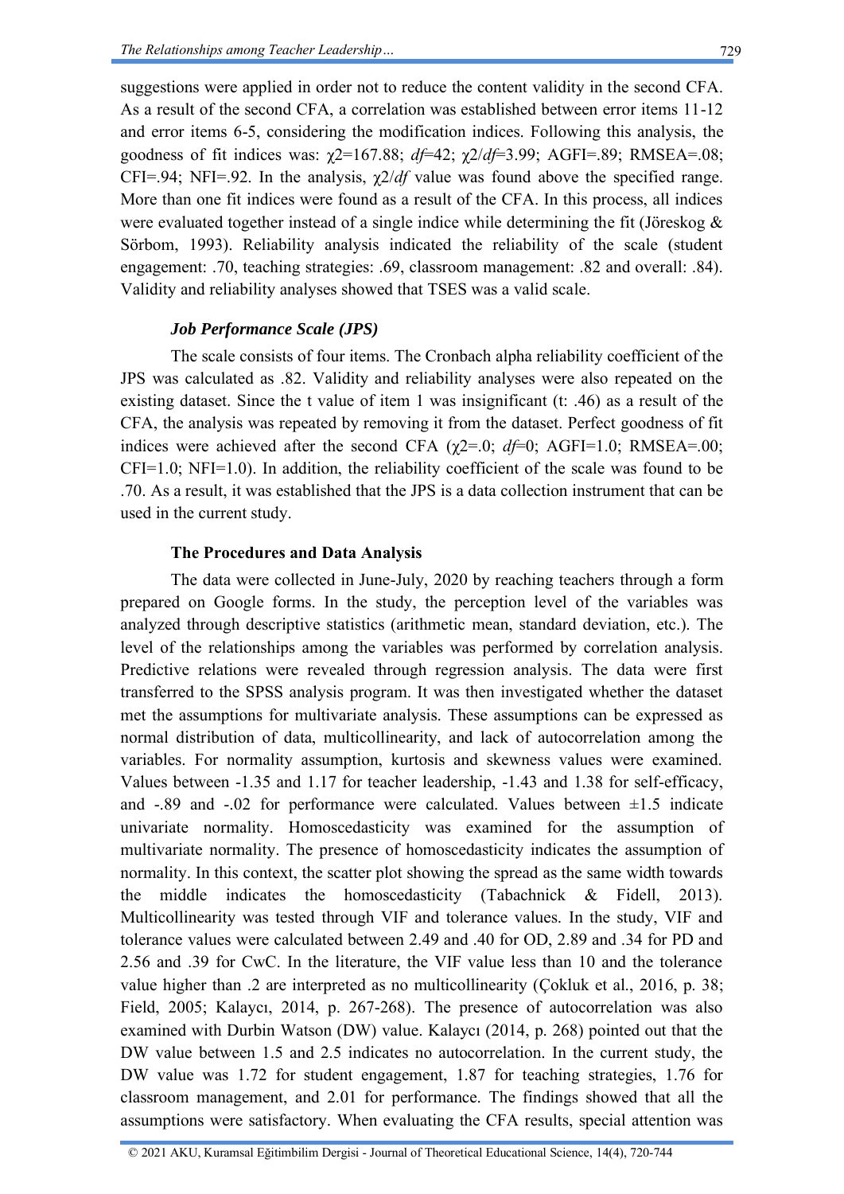suggestions were applied in order not to reduce the content validity in the second CFA. As a result of the second CFA, a correlation was established between error items 11-12 and error items 6-5, considering the modification indices. Following this analysis, the goodness of fit indices was: $\chi2$=167.88; *df*=42; $\chi2/df$=3.99; AGFI=.89; RMSEA=.08; CFI=.94; NFI=.92. In the analysis, $\chi2/df$ value was found above the specified range. More than one fit indices were found as a result of the CFA. In this process, all indices were evaluated together instead of a single indice while determining the fit (Jöreskog & Sörbom, 1993). Reliability analysis indicated the reliability of the scale (student engagement: .70, teaching strategies: .69, classroom management: .82 and overall: .84). Validity and reliability analyses showed that TSES was a valid scale.

### *Job Performance Scale (JPS)*

The scale consists of four items. The Cronbach alpha reliability coefficient of the JPS was calculated as .82. Validity and reliability analyses were also repeated on the existing dataset. Since the t value of item 1 was insignificant (t: .46) as a result of the CFA, the analysis was repeated by removing it from the dataset. Perfect goodness of fit indices were achieved after the second CFA ($\chi2$=.0; *df*=0; AGFI=1.0; RMSEA=.00; CFI=1.0; NFI=1.0). In addition, the reliability coefficient of the scale was found to be .70. As a result, it was established that the JPS is a data collection instrument that can be used in the current study.

## The Procedures and Data Analysis

The data were collected in June-July, 2020 by reaching teachers through a form prepared on Google forms. In the study, the perception level of the variables was analyzed through descriptive statistics (arithmetic mean, standard deviation, etc.). The level of the relationships among the variables was performed by correlation analysis. Predictive relations were revealed through regression analysis. The data were first transferred to the SPSS analysis program. It was then investigated whether the dataset met the assumptions for multivariate analysis. These assumptions can be expressed as normal distribution of data, multicollinearity, and lack of autocorrelation among the variables. For normality assumption, kurtosis and skewness values were examined. Values between -1.35 and 1.17 for teacher leadership, -1.43 and 1.38 for self-efficacy, and -.89 and -.02 for performance were calculated. Values between ±1.5 indicate univariate normality. Homoscedasticity was examined for the assumption of multivariate normality. The presence of homoscedasticity indicates the assumption of normality. In this context, the scatter plot showing the spread as the same width towards the middle indicates the homoscedasticity (Tabachnick & Fidell, 2013). Multicollinearity was tested through VIF and tolerance values. In the study, VIF and tolerance values were calculated between 2.49 and .40 for OD, 2.89 and .34 for PD and 2.56 and .39 for CwC. In the literature, the VIF value less than 10 and the tolerance value higher than .2 are interpreted as no multicollinearity (Çokluk et al., 2016, p. 38; Field, 2005; Kalaycı, 2014, p. 267-268). The presence of autocorrelation was also examined with Durbin Watson (DW) value. Kalaycı (2014, p. 268) pointed out that the DW value between 1.5 and 2.5 indicates no autocorrelation. In the current study, the DW value was 1.72 for student engagement, 1.87 for teaching strategies, 1.76 for classroom management, and 2.01 for performance. The findings showed that all the assumptions were satisfactory. When evaluating the CFA results, special attention was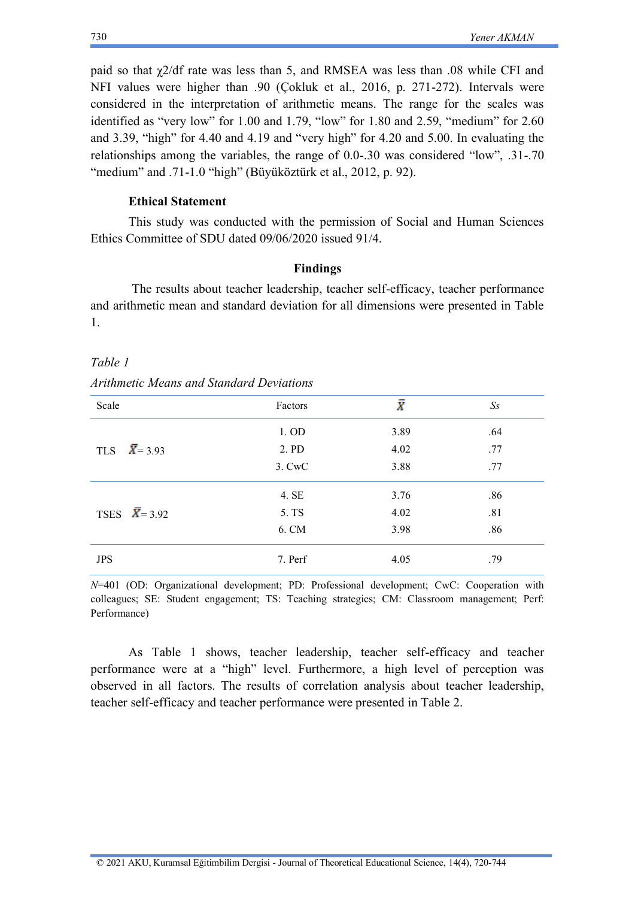paid so that $\chi2$/df rate was less than 5, and RMSEA was less than .08 while CFI and NFI values were higher than .90 (Çokluk et al., 2016, p. 271-272). Intervals were considered in the interpretation of arithmetic means. The range for the scales was identified as "very low" for 1.00 and 1.79, "low" for 1.80 and 2.59, "medium" for 2.60 and 3.39, "high" for 4.40 and 4.19 and "very high" for 4.20 and 5.00. In evaluating the relationships among the variables, the range of 0.0-.30 was considered "low", .31-.70 "medium" and .71-1.0 "high" (Büyüköztürk et al., 2012, p. 92).

### Ethical Statement

This study was conducted with the permission of Social and Human Sciences Ethics Committee of SDU dated 09/06/2020 issued 91/4.

## Findings

The results about teacher leadership, teacher self-efficacy, teacher performance and arithmetic mean and standard deviation for all dimensions were presented in Table 1.

*Table 1*

*Arithmetic Means and Standard Deviations*

| Scale | Factors | $\bar{X}$ | *Ss* |
|---|---|---|---|
| TLS $\bar{X}$= 3.93 | 1. OD | 3.89 | .64 |
| | 2. PD | 4.02 | .77 |
| | 3. CwC | 3.88 | .77 |
| TSES $\bar{X}$= 3.92 | 4. SE | 3.76 | .86 |
| | 5. TS | 4.02 | .81 |
| | 6. CM | 3.98 | .86 |
| JPS | 7. Perf | 4.05 | .79 |

*N*=401 (OD: Organizational development; PD: Professional development; CwC: Cooperation with colleagues; SE: Student engagement; TS: Teaching strategies; CM: Classroom management; Perf: Performance)

As Table 1 shows, teacher leadership, teacher self-efficacy and teacher performance were at a "high" level. Furthermore, a high level of perception was observed in all factors. The results of correlation analysis about teacher leadership, teacher self-efficacy and teacher performance were presented in Table 2.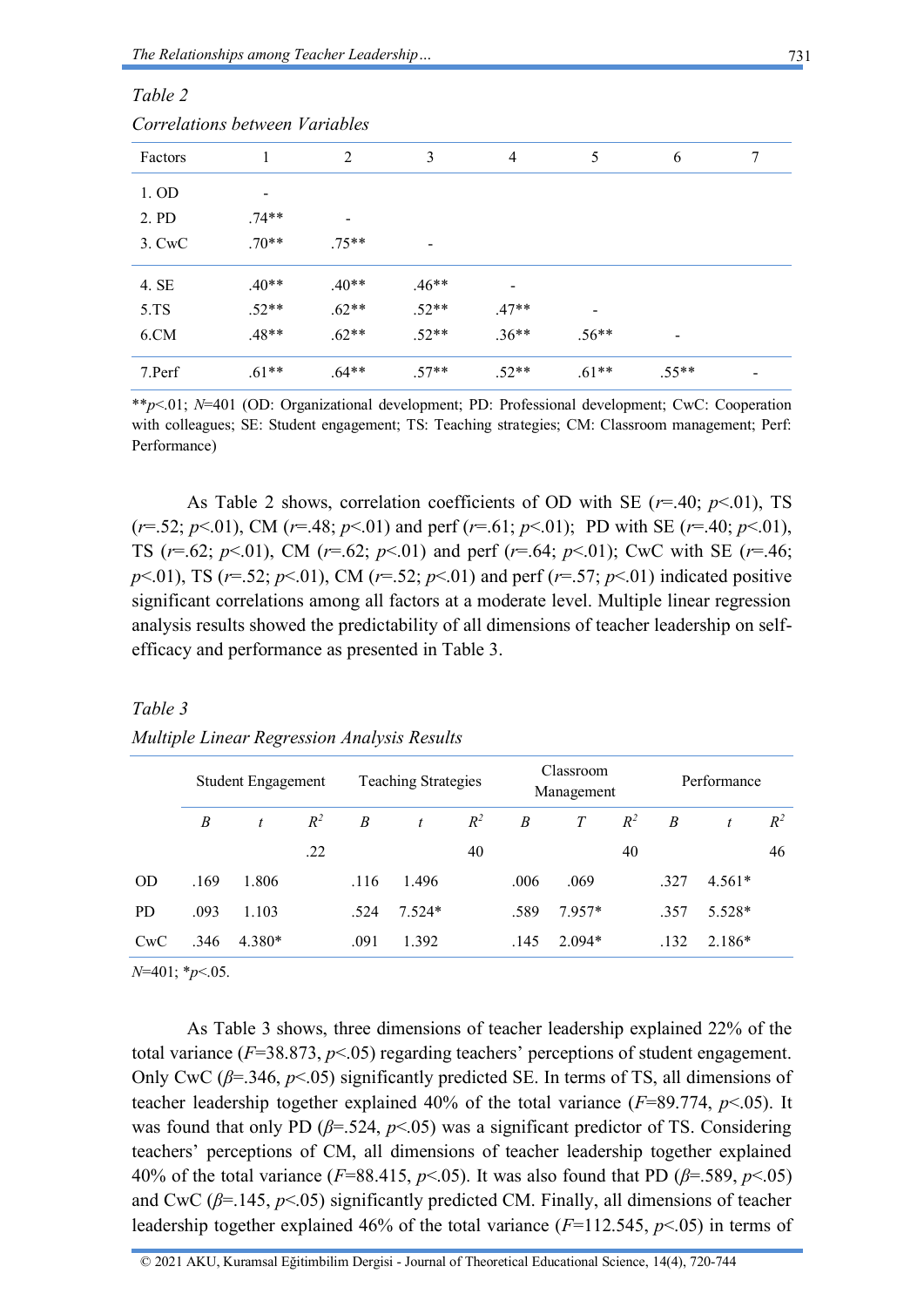*Table 2*

*Correlations between Variables*

| Factors | 1 | 2 | 3 | 4 | 5 | 6 | 7 |
|---|---|---|---|---|---|---|---|
| 1. OD | - | | | | | | |
| 2. PD | .74** | - | | | | | |
| 3. CwC | .70** | .75** | - | | | | |
| 4. SE | .40** | .40** | .46** | - | | | |
| 5.TS | .52** | .62** | .52** | .47** | - | | |
| 6.CM | .48** | .62** | .52** | .36** | .56** | - | |
| 7.Perf | .61** | .64** | .57** | .52** | .61** | .55** | - |

**$p<.01$; $N$=401 (OD: Organizational development; PD: Professional development; CwC: Cooperation with colleagues; SE: Student engagement; TS: Teaching strategies; CM: Classroom management; Perf: Performance)

As Table 2 shows, correlation coefficients of OD with SE ($r$=.40; $p$<.01), TS ($r$=.52; $p$<.01), CM ($r$=.48; $p$<.01) and perf ($r$=.61; $p$<.01); PD with SE ($r$=.40; $p$<.01), TS ($r$=.62; $p$<.01), CM ($r$=.62; $p$<.01) and perf ($r$=.64; $p$<.01); CwC with SE ($r$=.46; $p$<.01), TS ($r$=.52; $p$<.01), CM ($r$=.52; $p$<.01) and perf ($r$=.57; $p$<.01) indicated positive significant correlations among all factors at a moderate level. Multiple linear regression analysis results showed the predictability of all dimensions of teacher leadership on self-efficacy and performance as presented in Table 3.

*Table 3*

*Multiple Linear Regression Analysis Results*

| | Student Engagement | | | Teaching Strategies | | | Classroom Management | | | Performance | | |
|---|---|---|---|---|---|---|---|---|---|---|---|---|
| | $B$ | $t$ | $R^2$ | $B$ | $t$ | $R^2$ | $B$ | $T$ | $R^2$ | $B$ | $t$ | $R^2$ |
| | | | .22 | | | 40 | | | 40 | | | 46 |
| OD | .169 | 1.806 | | .116 | 1.496 | | .006 | .069 | | .327 | 4.561* | |
| PD | .093 | 1.103 | | .524 | 7.524* | | .589 | 7.957* | | .357 | 5.528* | |
| CwC | .346 | 4.380* | | .091 | 1.392 | | .145 | 2.094* | | .132 | 2.186* | |

$N$=401; *$p$<.05.

As Table 3 shows, three dimensions of teacher leadership explained 22% of the total variance ($F$=38.873, $p$<.05) regarding teachers' perceptions of student engagement. Only CwC ($\beta$=.346, $p$<.05) significantly predicted SE. In terms of TS, all dimensions of teacher leadership together explained 40% of the total variance ($F$=89.774, $p$<.05). It was found that only PD ($\beta$=.524, $p$<.05) was a significant predictor of TS. Considering teachers' perceptions of CM, all dimensions of teacher leadership together explained 40% of the total variance ($F$=88.415, $p$<.05). It was also found that PD ($\beta$=.589, $p$<.05) and CwC ($\beta$=.145, $p$<.05) significantly predicted CM. Finally, all dimensions of teacher leadership together explained 46% of the total variance ($F$=112.545, $p$<.05) in terms of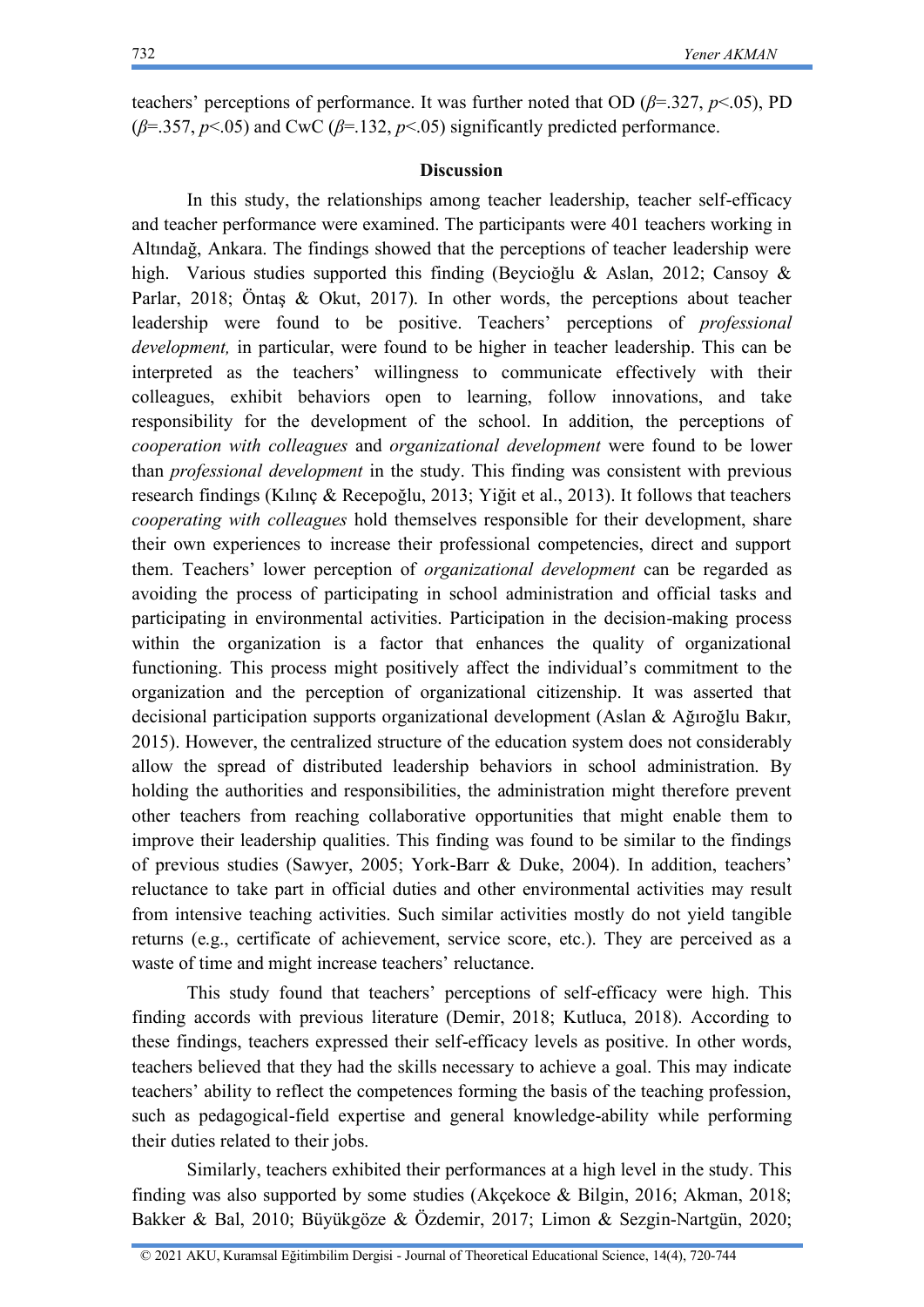teachers' perceptions of performance. It was further noted that OD ($\beta$=.327, $p$<.05), PD ($\beta$=.357, $p$<.05) and CwC ($\beta$=.132, $p$<.05) significantly predicted performance.

## Discussion

In this study, the relationships among teacher leadership, teacher self-efficacy and teacher performance were examined. The participants were 401 teachers working in Altındağ, Ankara. The findings showed that the perceptions of teacher leadership were high. Various studies supported this finding (Beycioğlu & Aslan, 2012; Cansoy & Parlar, 2018; Öntaş & Okut, 2017). In other words, the perceptions about teacher leadership were found to be positive. Teachers' perceptions of *professional development,* in particular, were found to be higher in teacher leadership. This can be interpreted as the teachers' willingness to communicate effectively with their colleagues, exhibit behaviors open to learning, follow innovations, and take responsibility for the development of the school. In addition, the perceptions of *cooperation with colleagues* and *organizational development* were found to be lower than *professional development* in the study. This finding was consistent with previous research findings (Kılınç & Recepoğlu, 2013; Yiğit et al., 2013). It follows that teachers *cooperating with colleagues* hold themselves responsible for their development, share their own experiences to increase their professional competencies, direct and support them. Teachers' lower perception of *organizational development* can be regarded as avoiding the process of participating in school administration and official tasks and participating in environmental activities. Participation in the decision-making process within the organization is a factor that enhances the quality of organizational functioning. This process might positively affect the individual's commitment to the organization and the perception of organizational citizenship. It was asserted that decisional participation supports organizational development (Aslan & Ağıroğlu Bakır, 2015). However, the centralized structure of the education system does not considerably allow the spread of distributed leadership behaviors in school administration. By holding the authorities and responsibilities, the administration might therefore prevent other teachers from reaching collaborative opportunities that might enable them to improve their leadership qualities. This finding was found to be similar to the findings of previous studies (Sawyer, 2005; York-Barr & Duke, 2004). In addition, teachers' reluctance to take part in official duties and other environmental activities may result from intensive teaching activities. Such similar activities mostly do not yield tangible returns (e.g., certificate of achievement, service score, etc.). They are perceived as a waste of time and might increase teachers' reluctance.

This study found that teachers' perceptions of self-efficacy were high. This finding accords with previous literature (Demir, 2018; Kutluca, 2018). According to these findings, teachers expressed their self-efficacy levels as positive. In other words, teachers believed that they had the skills necessary to achieve a goal. This may indicate teachers' ability to reflect the competences forming the basis of the teaching profession, such as pedagogical-field expertise and general knowledge-ability while performing their duties related to their jobs.

Similarly, teachers exhibited their performances at a high level in the study. This finding was also supported by some studies (Akçekoce & Bilgin, 2016; Akman, 2018; Bakker & Bal, 2010; Büyükgöze & Özdemir, 2017; Limon & Sezgin-Nartgün, 2020;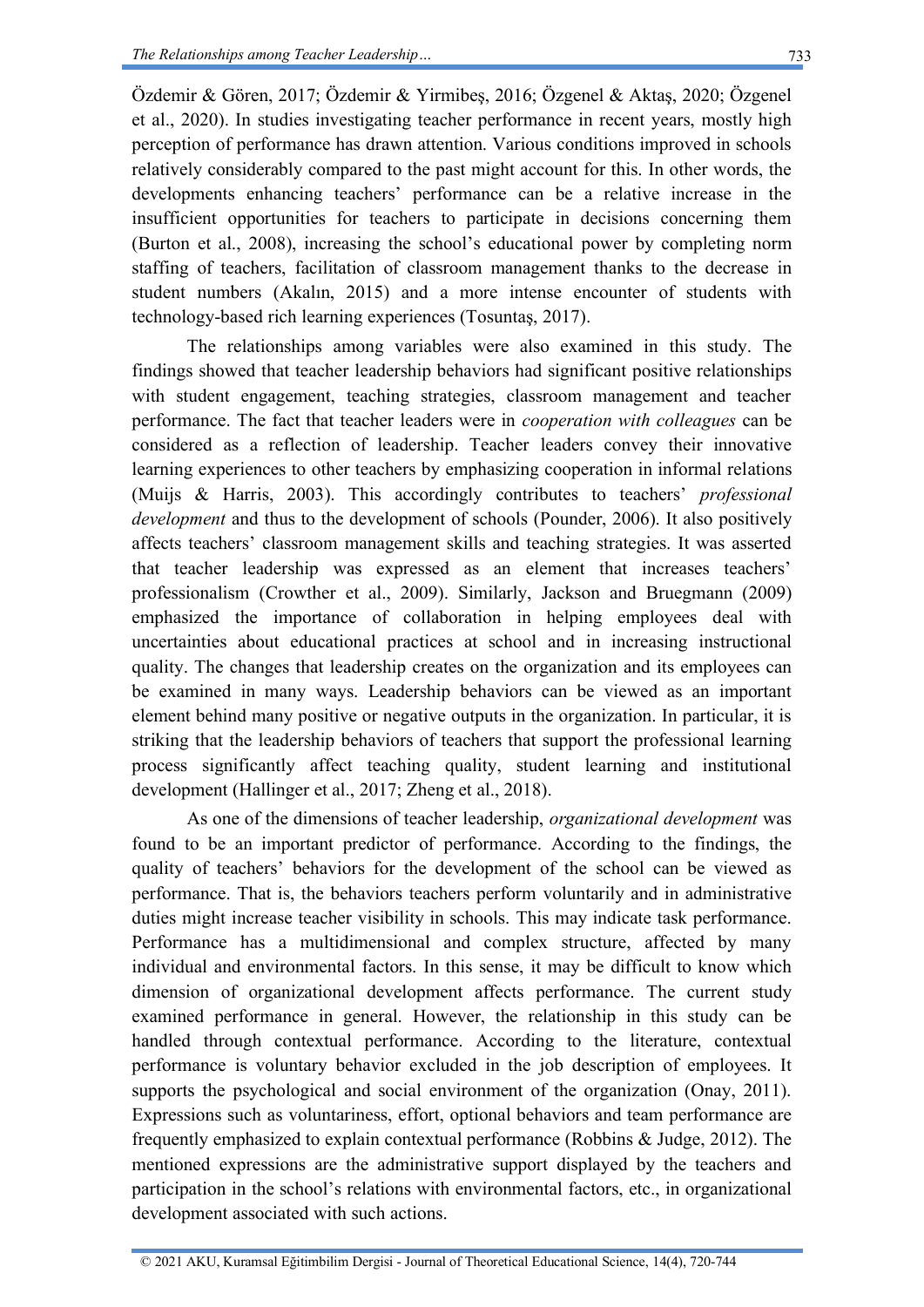Özdemir & Gören, 2017; Özdemir & Yirmibeş, 2016; Özgenel & Aktaş, 2020; Özgenel et al., 2020). In studies investigating teacher performance in recent years, mostly high perception of performance has drawn attention. Various conditions improved in schools relatively considerably compared to the past might account for this. In other words, the developments enhancing teachers' performance can be a relative increase in the insufficient opportunities for teachers to participate in decisions concerning them (Burton et al., 2008), increasing the school's educational power by completing norm staffing of teachers, facilitation of classroom management thanks to the decrease in student numbers (Akalın, 2015) and a more intense encounter of students with technology-based rich learning experiences (Tosuntaş, 2017).

The relationships among variables were also examined in this study. The findings showed that teacher leadership behaviors had significant positive relationships with student engagement, teaching strategies, classroom management and teacher performance. The fact that teacher leaders were in *cooperation with colleagues* can be considered as a reflection of leadership. Teacher leaders convey their innovative learning experiences to other teachers by emphasizing cooperation in informal relations (Muijs & Harris, 2003). This accordingly contributes to teachers' *professional development* and thus to the development of schools (Pounder, 2006). It also positively affects teachers' classroom management skills and teaching strategies. It was asserted that teacher leadership was expressed as an element that increases teachers' professionalism (Crowther et al., 2009). Similarly, Jackson and Bruegmann (2009) emphasized the importance of collaboration in helping employees deal with uncertainties about educational practices at school and in increasing instructional quality. The changes that leadership creates on the organization and its employees can be examined in many ways. Leadership behaviors can be viewed as an important element behind many positive or negative outputs in the organization. In particular, it is striking that the leadership behaviors of teachers that support the professional learning process significantly affect teaching quality, student learning and institutional development (Hallinger et al., 2017; Zheng et al., 2018).

As one of the dimensions of teacher leadership, *organizational development* was found to be an important predictor of performance. According to the findings, the quality of teachers' behaviors for the development of the school can be viewed as performance. That is, the behaviors teachers perform voluntarily and in administrative duties might increase teacher visibility in schools. This may indicate task performance. Performance has a multidimensional and complex structure, affected by many individual and environmental factors. In this sense, it may be difficult to know which dimension of organizational development affects performance. The current study examined performance in general. However, the relationship in this study can be handled through contextual performance. According to the literature, contextual performance is voluntary behavior excluded in the job description of employees. It supports the psychological and social environment of the organization (Onay, 2011). Expressions such as voluntariness, effort, optional behaviors and team performance are frequently emphasized to explain contextual performance (Robbins & Judge, 2012). The mentioned expressions are the administrative support displayed by the teachers and participation in the school's relations with environmental factors, etc., in organizational development associated with such actions.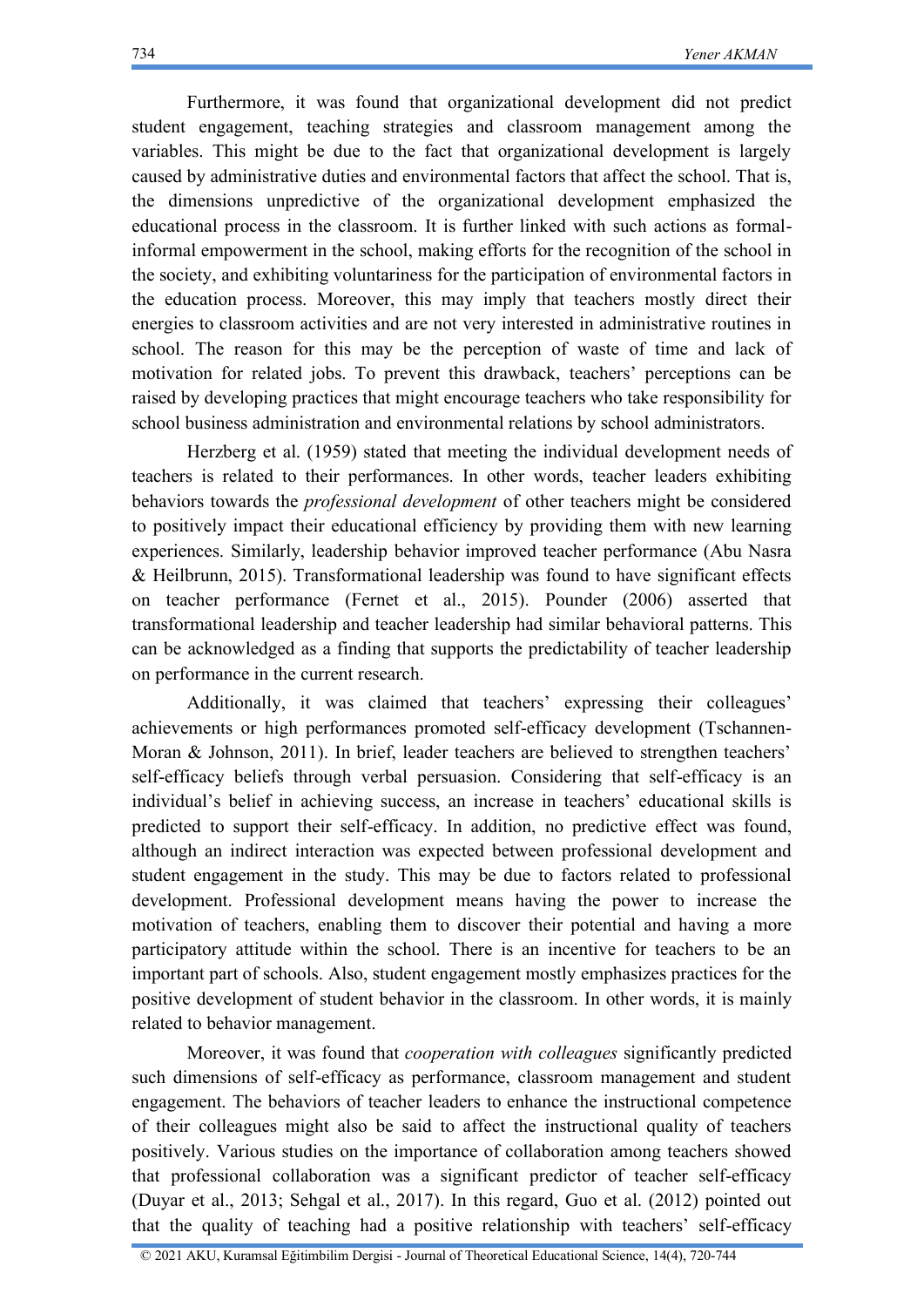Furthermore, it was found that organizational development did not predict student engagement, teaching strategies and classroom management among the variables. This might be due to the fact that organizational development is largely caused by administrative duties and environmental factors that affect the school. That is, the dimensions unpredictive of the organizational development emphasized the educational process in the classroom. It is further linked with such actions as formal-informal empowerment in the school, making efforts for the recognition of the school in the society, and exhibiting voluntariness for the participation of environmental factors in the education process. Moreover, this may imply that teachers mostly direct their energies to classroom activities and are not very interested in administrative routines in school. The reason for this may be the perception of waste of time and lack of motivation for related jobs. To prevent this drawback, teachers' perceptions can be raised by developing practices that might encourage teachers who take responsibility for school business administration and environmental relations by school administrators.

Herzberg et al. (1959) stated that meeting the individual development needs of teachers is related to their performances. In other words, teacher leaders exhibiting behaviors towards the *professional development* of other teachers might be considered to positively impact their educational efficiency by providing them with new learning experiences. Similarly, leadership behavior improved teacher performance (Abu Nasra & Heilbrunn, 2015). Transformational leadership was found to have significant effects on teacher performance (Fernet et al., 2015). Pounder (2006) asserted that transformational leadership and teacher leadership had similar behavioral patterns. This can be acknowledged as a finding that supports the predictability of teacher leadership on performance in the current research.

Additionally, it was claimed that teachers' expressing their colleagues' achievements or high performances promoted self-efficacy development (Tschannen-Moran & Johnson, 2011). In brief, leader teachers are believed to strengthen teachers' self-efficacy beliefs through verbal persuasion. Considering that self-efficacy is an individual's belief in achieving success, an increase in teachers' educational skills is predicted to support their self-efficacy. In addition, no predictive effect was found, although an indirect interaction was expected between professional development and student engagement in the study. This may be due to factors related to professional development. Professional development means having the power to increase the motivation of teachers, enabling them to discover their potential and having a more participatory attitude within the school. There is an incentive for teachers to be an important part of schools. Also, student engagement mostly emphasizes practices for the positive development of student behavior in the classroom. In other words, it is mainly related to behavior management.

Moreover, it was found that *cooperation with colleagues* significantly predicted such dimensions of self-efficacy as performance, classroom management and student engagement. The behaviors of teacher leaders to enhance the instructional competence of their colleagues might also be said to affect the instructional quality of teachers positively. Various studies on the importance of collaboration among teachers showed that professional collaboration was a significant predictor of teacher self-efficacy (Duyar et al., 2013; Sehgal et al., 2017). In this regard, Guo et al. (2012) pointed out that the quality of teaching had a positive relationship with teachers' self-efficacy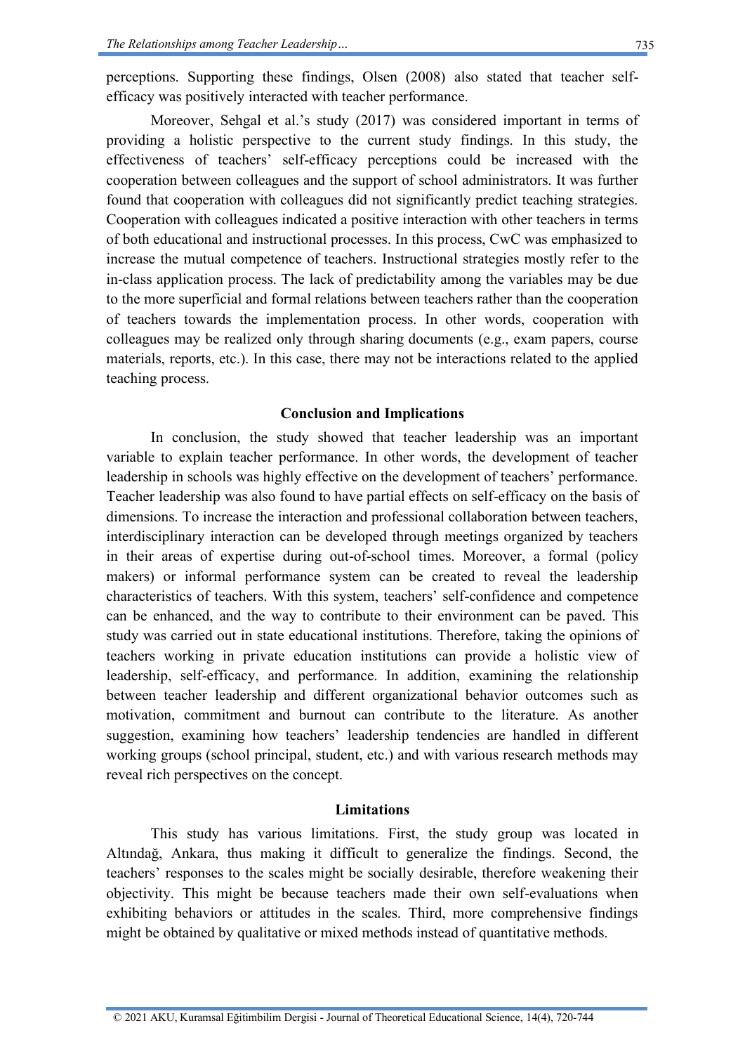perceptions. Supporting these findings, Olsen (2008) also stated that teacher self-efficacy was positively interacted with teacher performance.

Moreover, Sehgal et al.'s study (2017) was considered important in terms of providing a holistic perspective to the current study findings. In this study, the effectiveness of teachers' self-efficacy perceptions could be increased with the cooperation between colleagues and the support of school administrators. It was further found that cooperation with colleagues did not significantly predict teaching strategies. Cooperation with colleagues indicated a positive interaction with other teachers in terms of both educational and instructional processes. In this process, CwC was emphasized to increase the mutual competence of teachers. Instructional strategies mostly refer to the in-class application process. The lack of predictability among the variables may be due to the more superficial and formal relations between teachers rather than the cooperation of teachers towards the implementation process. In other words, cooperation with colleagues may be realized only through sharing documents (e.g., exam papers, course materials, reports, etc.). In this case, there may not be interactions related to the applied teaching process.

## Conclusion and Implications

In conclusion, the study showed that teacher leadership was an important variable to explain teacher performance. In other words, the development of teacher leadership in schools was highly effective on the development of teachers' performance. Teacher leadership was also found to have partial effects on self-efficacy on the basis of dimensions. To increase the interaction and professional collaboration between teachers, interdisciplinary interaction can be developed through meetings organized by teachers in their areas of expertise during out-of-school times. Moreover, a formal (policy makers) or informal performance system can be created to reveal the leadership characteristics of teachers. With this system, teachers' self-confidence and competence can be enhanced, and the way to contribute to their environment can be paved. This study was carried out in state educational institutions. Therefore, taking the opinions of teachers working in private education institutions can provide a holistic view of leadership, self-efficacy, and performance. In addition, examining the relationship between teacher leadership and different organizational behavior outcomes such as motivation, commitment and burnout can contribute to the literature. As another suggestion, examining how teachers' leadership tendencies are handled in different working groups (school principal, student, etc.) and with various research methods may reveal rich perspectives on the concept.

## Limitations

This study has various limitations. First, the study group was located in Altındağ, Ankara, thus making it difficult to generalize the findings. Second, the teachers' responses to the scales might be socially desirable, therefore weakening their objectivity. This might be because teachers made their own self-evaluations when exhibiting behaviors or attitudes in the scales. Third, more comprehensive findings might be obtained by qualitative or mixed methods instead of quantitative methods.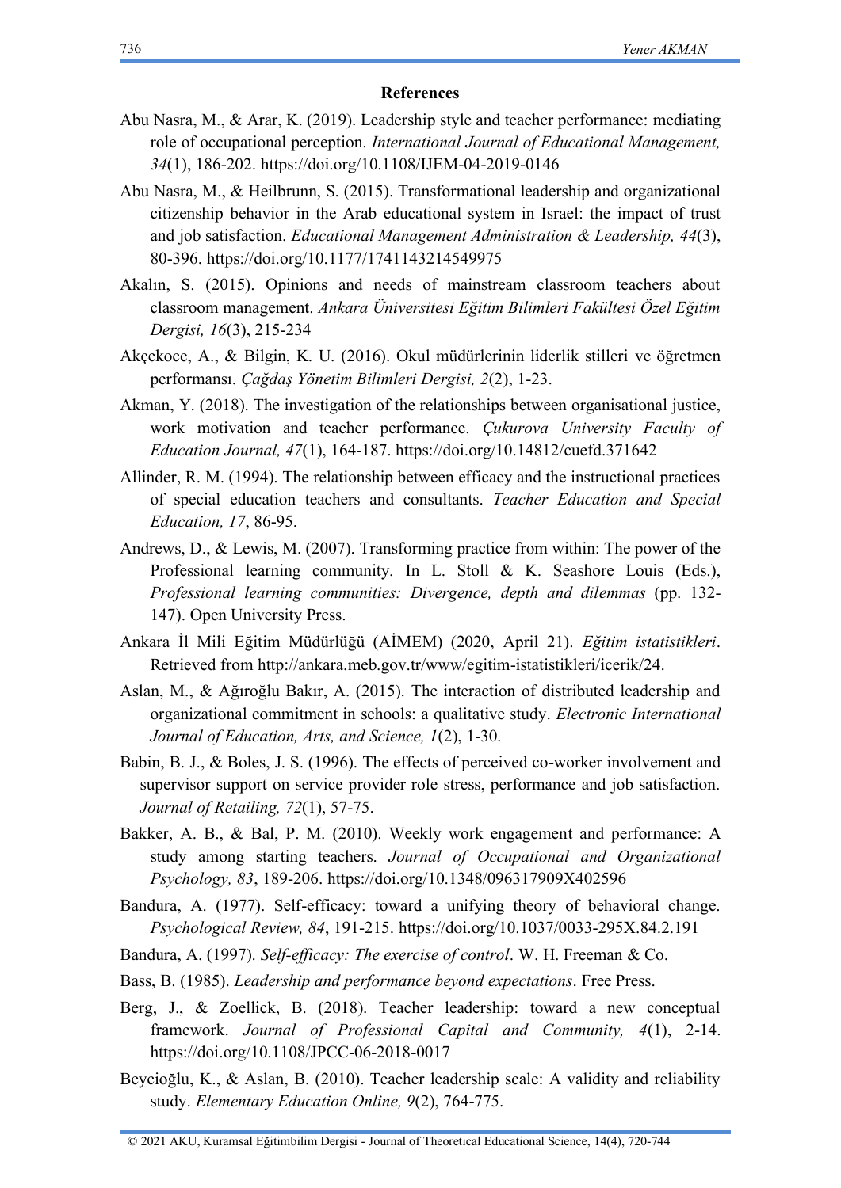## References

Abu Nasra, M., & Arar, K. (2019). Leadership style and teacher performance: mediating role of occupational perception. *International Journal of Educational Management, 34*(1), 186-202. https://doi.org/10.1108/IJEM-04-2019-0146

Abu Nasra, M., & Heilbrunn, S. (2015). Transformational leadership and organizational citizenship behavior in the Arab educational system in Israel: the impact of trust and job satisfaction. *Educational Management Administration & Leadership, 44*(3), 80-396. https://doi.org/10.1177/1741143214549975

Akalın, S. (2015). Opinions and needs of mainstream classroom teachers about classroom management. *Ankara Üniversitesi Eğitim Bilimleri Fakültesi Özel Eğitim Dergisi, 16*(3), 215-234

Akçekoce, A., & Bilgin, K. U. (2016). Okul müdürlerinin liderlik stilleri ve öğretmen performansı. *Çağdaş Yönetim Bilimleri Dergisi, 2*(2), 1-23.

Akman, Y. (2018). The investigation of the relationships between organisational justice, work motivation and teacher performance. *Çukurova University Faculty of Education Journal, 47*(1), 164-187. https://doi.org/10.14812/cuefd.371642

Allinder, R. M. (1994). The relationship between efficacy and the instructional practices of special education teachers and consultants. *Teacher Education and Special Education, 17*, 86-95.

Andrews, D., & Lewis, M. (2007). Transforming practice from within: The power of the Professional learning community. In L. Stoll & K. Seashore Louis (Eds.), *Professional learning communities: Divergence, depth and dilemmas* (pp. 132-147). Open University Press.

Ankara İl Mili Eğitim Müdürlüğü (AİMEM) (2020, April 21). *Eğitim istatistikleri*. Retrieved from http://ankara.meb.gov.tr/www/egitim-istatistikleri/icerik/24.

Aslan, M., & Ağıroğlu Bakır, A. (2015). The interaction of distributed leadership and organizational commitment in schools: a qualitative study. *Electronic International Journal of Education, Arts, and Science, 1*(2), 1-30.

Babin, B. J., & Boles, J. S. (1996). The effects of perceived co-worker involvement and supervisor support on service provider role stress, performance and job satisfaction. *Journal of Retailing, 72*(1), 57-75.

Bakker, A. B., & Bal, P. M. (2010). Weekly work engagement and performance: A study among starting teachers. *Journal of Occupational and Organizational Psychology, 83*, 189-206. https://doi.org/10.1348/096317909X402596

Bandura, A. (1977). Self-efficacy: toward a unifying theory of behavioral change. *Psychological Review, 84*, 191-215. https://doi.org/10.1037/0033-295X.84.2.191

Bandura, A. (1997). *Self-efficacy: The exercise of control*. W. H. Freeman & Co.

Bass, B. (1985). *Leadership and performance beyond expectations*. Free Press.

Berg, J., & Zoellick, B. (2018). Teacher leadership: toward a new conceptual framework. *Journal of Professional Capital and Community, 4*(1), 2-14. https://doi.org/10.1108/JPCC-06-2018-0017

Beycioğlu, K., & Aslan, B. (2010). Teacher leadership scale: A validity and reliability study. *Elementary Education Online, 9*(2), 764-775.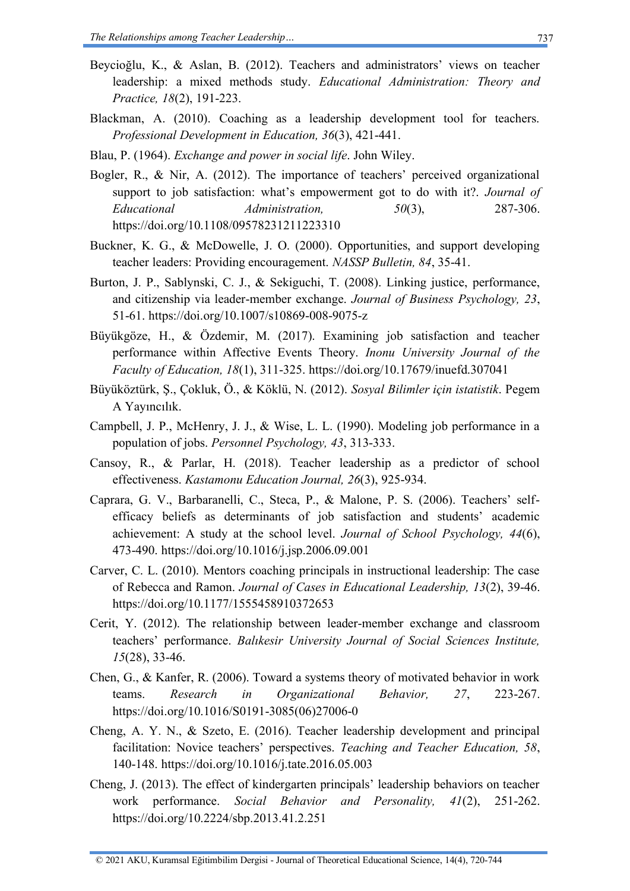Beycioğlu, K., & Aslan, B. (2012). Teachers and administrators' views on teacher leadership: a mixed methods study. *Educational Administration: Theory and Practice, 18*(2), 191-223.

Blackman, A. (2010). Coaching as a leadership development tool for teachers. *Professional Development in Education, 36*(3), 421-441.

Blau, P. (1964). *Exchange and power in social life*. John Wiley.

Bogler, R., & Nir, A. (2012). The importance of teachers' perceived organizational support to job satisfaction: what's empowerment got to do with it?. *Journal of Educational Administration, 50*(3), 287-306. https://doi.org/10.1108/09578231211223310

Buckner, K. G., & McDowelle, J. O. (2000). Opportunities, and support developing teacher leaders: Providing encouragement. *NASSP Bulletin, 84*, 35-41.

Burton, J. P., Sablynski, C. J., & Sekiguchi, T. (2008). Linking justice, performance, and citizenship via leader-member exchange. *Journal of Business Psychology, 23*, 51-61. https://doi.org/10.1007/s10869-008-9075-z

Büyükgöze, H., & Özdemir, M. (2017). Examining job satisfaction and teacher performance within Affective Events Theory. *Inonu University Journal of the Faculty of Education, 18*(1), 311-325. https://doi.org/10.17679/inuefd.307041

Büyüköztürk, Ş., Çokluk, Ö., & Köklü, N. (2012). *Sosyal Bilimler için istatistik*. Pegem A Yayıncılık.

Campbell, J. P., McHenry, J. J., & Wise, L. L. (1990). Modeling job performance in a population of jobs. *Personnel Psychology, 43*, 313-333.

Cansoy, R., & Parlar, H. (2018). Teacher leadership as a predictor of school effectiveness. *Kastamonu Education Journal, 26*(3), 925-934.

Caprara, G. V., Barbaranelli, C., Steca, P., & Malone, P. S. (2006). Teachers' self-efficacy beliefs as determinants of job satisfaction and students' academic achievement: A study at the school level. *Journal of School Psychology, 44*(6), 473-490. https://doi.org/10.1016/j.jsp.2006.09.001

Carver, C. L. (2010). Mentors coaching principals in instructional leadership: The case of Rebecca and Ramon. *Journal of Cases in Educational Leadership, 13*(2), 39-46. https://doi.org/10.1177/1555458910372653

Cerit, Y. (2012). The relationship between leader-member exchange and classroom teachers' performance. *Balıkesir University Journal of Social Sciences Institute, 15*(28), 33-46.

Chen, G., & Kanfer, R. (2006). Toward a systems theory of motivated behavior in work teams. *Research in Organizational Behavior, 27*, 223-267. https://doi.org/10.1016/S0191-3085(06)27006-0

Cheng, A. Y. N., & Szeto, E. (2016). Teacher leadership development and principal facilitation: Novice teachers' perspectives. *Teaching and Teacher Education, 58*, 140-148. https://doi.org/10.1016/j.tate.2016.05.003

Cheng, J. (2013). The effect of kindergarten principals' leadership behaviors on teacher work performance. *Social Behavior and Personality, 41*(2), 251-262. https://doi.org/10.2224/sbp.2013.41.2.251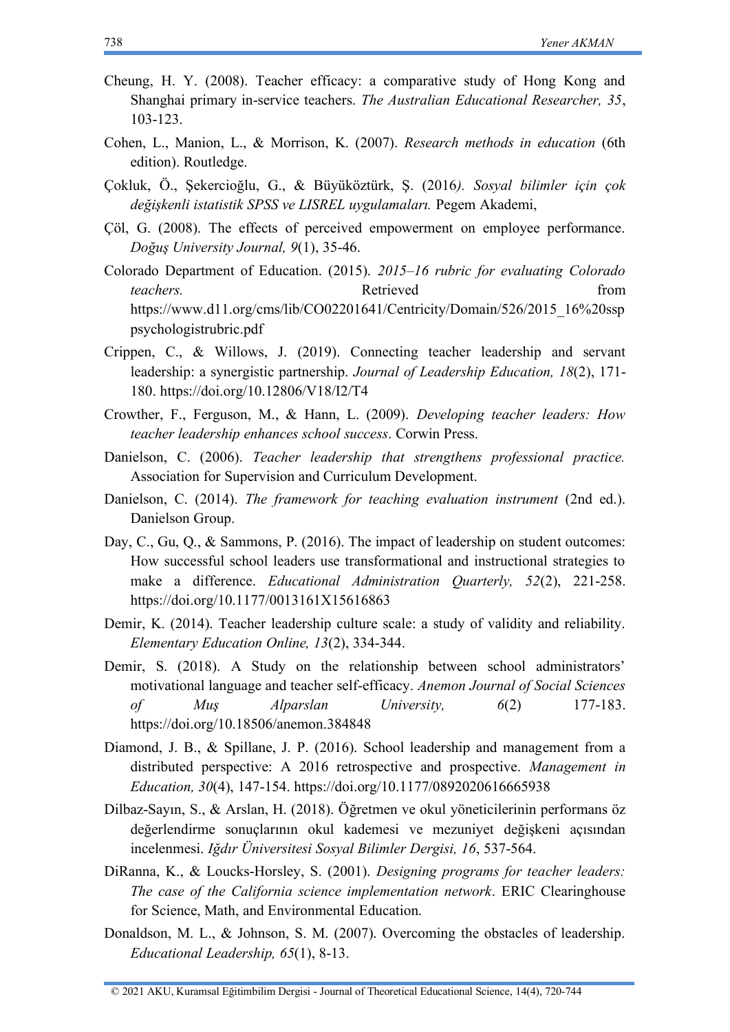Cheung, H. Y. (2008). Teacher efficacy: a comparative study of Hong Kong and Shanghai primary in-service teachers. *The Australian Educational Researcher, 35*, 103-123.

Cohen, L., Manion, L., & Morrison, K. (2007). *Research methods in education* (6th edition). Routledge.

Çokluk, Ö., Şekercioğlu, G., & Büyüköztürk, Ş. (2016*). Sosyal bilimler için çok değişkenli istatistik SPSS ve LISREL uygulamaları.* Pegem Akademi,

Çöl, G. (2008). The effects of perceived empowerment on employee performance. *Doğuş University Journal, 9*(1), 35-46.

Colorado Department of Education. (2015). *2015–16 rubric for evaluating Colorado teachers.* Retrieved from https://www.d11.org/cms/lib/CO02201641/Centricity/Domain/526/2015_16%20ssppsychologistrubric.pdf

Crippen, C., & Willows, J. (2019). Connecting teacher leadership and servant leadership: a synergistic partnership. *Journal of Leadership Education, 18*(2), 171-180. https://doi.org/10.12806/V18/I2/T4

Crowther, F., Ferguson, M., & Hann, L. (2009). *Developing teacher leaders: How teacher leadership enhances school success*. Corwin Press.

Danielson, C. (2006). *Teacher leadership that strengthens professional practice.* Association for Supervision and Curriculum Development.

Danielson, C. (2014). *The framework for teaching evaluation instrument* (2nd ed.). Danielson Group.

Day, C., Gu, Q., & Sammons, P. (2016). The impact of leadership on student outcomes: How successful school leaders use transformational and instructional strategies to make a difference. *Educational Administration Quarterly, 52*(2), 221-258. https://doi.org/10.1177/0013161X15616863

Demir, K. (2014). Teacher leadership culture scale: a study of validity and reliability. *Elementary Education Online, 13*(2), 334-344.

Demir, S. (2018). A Study on the relationship between school administrators' motivational language and teacher self-efficacy. *Anemon Journal of Social Sciences of Muş Alparslan University, 6*(2) 177-183. https://doi.org/10.18506/anemon.384848

Diamond, J. B., & Spillane, J. P. (2016). School leadership and management from a distributed perspective: A 2016 retrospective and prospective. *Management in Education, 30*(4), 147-154. https://doi.org/10.1177/0892020616665938

Dilbaz-Sayın, S., & Arslan, H. (2018). Öğretmen ve okul yöneticilerinin performans öz değerlendirme sonuçlarının okul kademesi ve mezuniyet değişkeni açısından incelenmesi. *Iğdır Üniversitesi Sosyal Bilimler Dergisi, 16*, 537-564.

DiRanna, K., & Loucks-Horsley, S. (2001). *Designing programs for teacher leaders: The case of the California science implementation network*. ERIC Clearinghouse for Science, Math, and Environmental Education.

Donaldson, M. L., & Johnson, S. M. (2007). Overcoming the obstacles of leadership. *Educational Leadership, 65*(1), 8-13.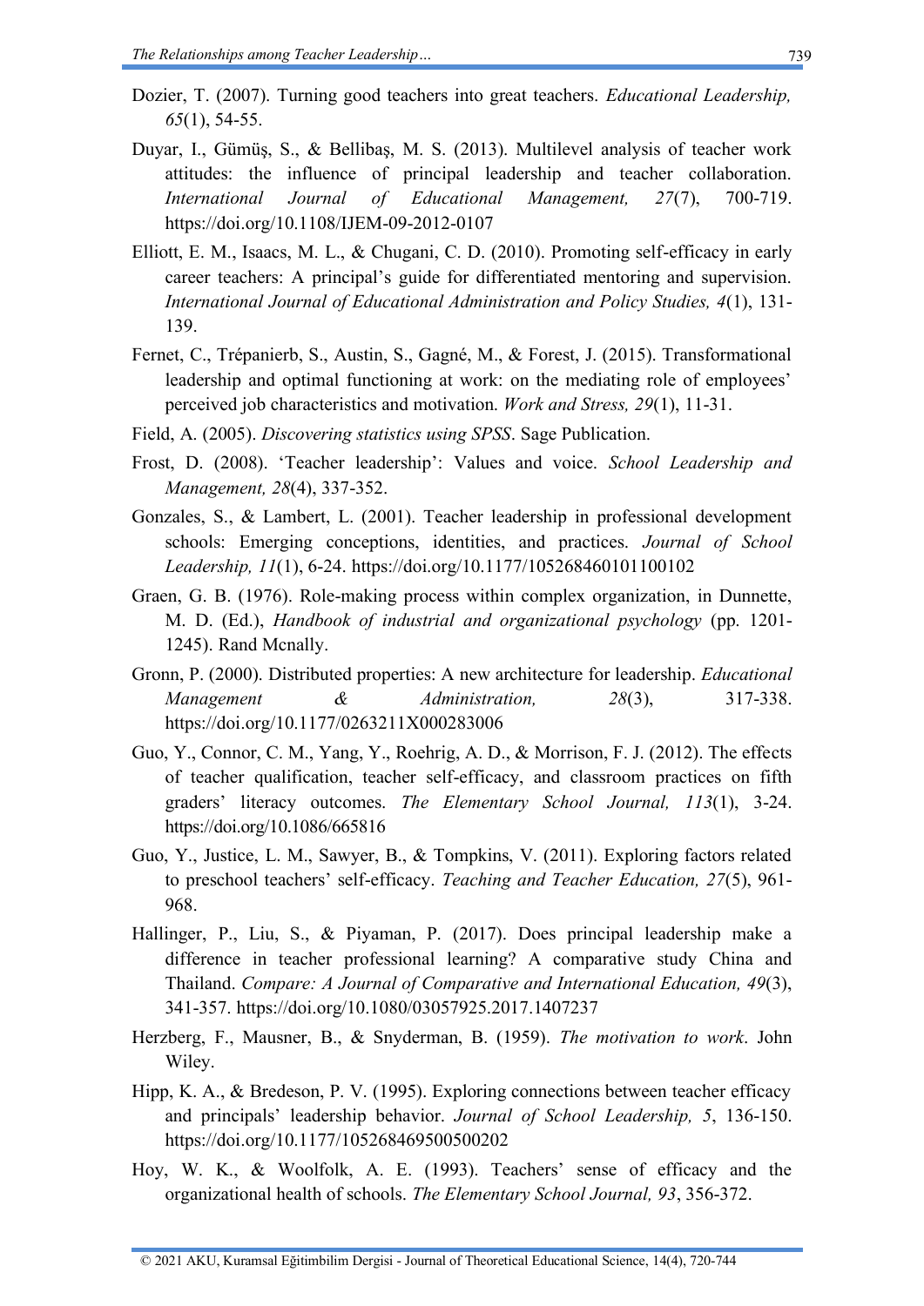Dozier, T. (2007). Turning good teachers into great teachers. *Educational Leadership, 65*(1), 54-55.

Duyar, I., Gümüş, S., & Bellibaş, M. S. (2013). Multilevel analysis of teacher work attitudes: the influence of principal leadership and teacher collaboration. *International Journal of Educational Management, 27*(7), 700-719. https://doi.org/10.1108/IJEM-09-2012-0107

Elliott, E. M., Isaacs, M. L., & Chugani, C. D. (2010). Promoting self-efficacy in early career teachers: A principal's guide for differentiated mentoring and supervision. *International Journal of Educational Administration and Policy Studies, 4*(1), 131-139.

Fernet, C., Trépanierb, S., Austin, S., Gagné, M., & Forest, J. (2015). Transformational leadership and optimal functioning at work: on the mediating role of employees' perceived job characteristics and motivation. *Work and Stress, 29*(1), 11-31.

Field, A. (2005). *Discovering statistics using SPSS*. Sage Publication.

Frost, D. (2008). 'Teacher leadership': Values and voice. *School Leadership and Management, 28*(4), 337-352.

Gonzales, S., & Lambert, L. (2001). Teacher leadership in professional development schools: Emerging conceptions, identities, and practices. *Journal of School Leadership, 11*(1), 6-24. https://doi.org/10.1177/105268460101100102

Graen, G. B. (1976). Role-making process within complex organization, in Dunnette, M. D. (Ed.), *Handbook of industrial and organizational psychology* (pp. 1201-1245). Rand Mcnally.

Gronn, P. (2000). Distributed properties: A new architecture for leadership. *Educational Management & Administration, 28*(3), 317-338. https://doi.org/10.1177/0263211X000283006

Guo, Y., Connor, C. M., Yang, Y., Roehrig, A. D., & Morrison, F. J. (2012). The effects of teacher qualification, teacher self-efficacy, and classroom practices on fifth graders' literacy outcomes. *The Elementary School Journal, 113*(1), 3-24. https://doi.org/10.1086/665816

Guo, Y., Justice, L. M., Sawyer, B., & Tompkins, V. (2011). Exploring factors related to preschool teachers' self-efficacy. *Teaching and Teacher Education, 27*(5), 961-968.

Hallinger, P., Liu, S., & Piyaman, P. (2017). Does principal leadership make a difference in teacher professional learning? A comparative study China and Thailand. *Compare: A Journal of Comparative and International Education, 49*(3), 341-357. https://doi.org/10.1080/03057925.2017.1407237

Herzberg, F., Mausner, B., & Snyderman, B. (1959). *The motivation to work*. John Wiley.

Hipp, K. A., & Bredeson, P. V. (1995). Exploring connections between teacher efficacy and principals' leadership behavior. *Journal of School Leadership, 5*, 136-150. https://doi.org/10.1177/105268469500500202

Hoy, W. K., & Woolfolk, A. E. (1993). Teachers' sense of efficacy and the organizational health of schools. *The Elementary School Journal, 93*, 356-372.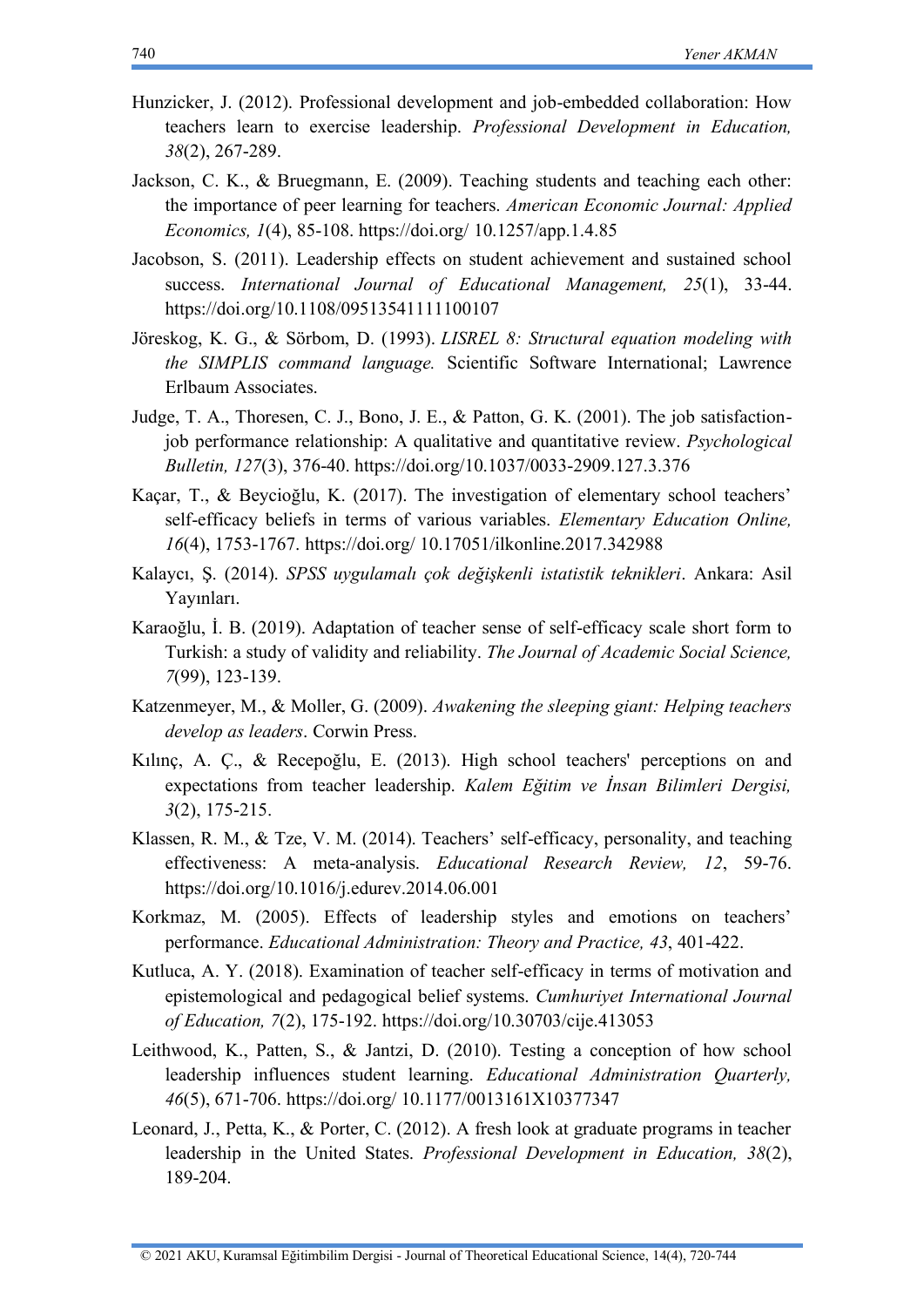Hunzicker, J. (2012). Professional development and job-embedded collaboration: How teachers learn to exercise leadership. *Professional Development in Education, 38*(2), 267-289.

Jackson, C. K., & Bruegmann, E. (2009). Teaching students and teaching each other: the importance of peer learning for teachers. *American Economic Journal: Applied Economics, 1*(4), 85-108. https://doi.org/ 10.1257/app.1.4.85

Jacobson, S. (2011). Leadership effects on student achievement and sustained school success. *International Journal of Educational Management, 25*(1), 33-44. https://doi.org/10.1108/09513541111100107

Jöreskog, K. G., & Sörbom, D. (1993). *LISREL 8: Structural equation modeling with the SIMPLIS command language.* Scientific Software International; Lawrence Erlbaum Associates.

Judge, T. A., Thoresen, C. J., Bono, J. E., & Patton, G. K. (2001). The job satisfaction-job performance relationship: A qualitative and quantitative review. *Psychological Bulletin, 127*(3), 376-40. https://doi.org/10.1037/0033-2909.127.3.376

Kaçar, T., & Beycioğlu, K. (2017). The investigation of elementary school teachers' self-efficacy beliefs in terms of various variables. *Elementary Education Online, 16*(4), 1753-1767. https://doi.org/ 10.17051/ilkonline.2017.342988

Kalaycı, Ş. (2014). *SPSS uygulamalı çok değişkenli istatistik teknikleri*. Ankara: Asil Yayınları.

Karaoğlu, İ. B. (2019). Adaptation of teacher sense of self-efficacy scale short form to Turkish: a study of validity and reliability. *The Journal of Academic Social Science, 7*(99), 123-139.

Katzenmeyer, M., & Moller, G. (2009). *Awakening the sleeping giant: Helping teachers develop as leaders*. Corwin Press.

Kılınç, A. Ç., & Recepoğlu, E. (2013). High school teachers' perceptions on and expectations from teacher leadership. *Kalem Eğitim ve İnsan Bilimleri Dergisi, 3*(2), 175-215.

Klassen, R. M., & Tze, V. M. (2014). Teachers' self-efficacy, personality, and teaching effectiveness: A meta-analysis. *Educational Research Review, 12*, 59-76. https://doi.org/10.1016/j.edurev.2014.06.001

Korkmaz, M. (2005). Effects of leadership styles and emotions on teachers' performance. *Educational Administration: Theory and Practice, 43*, 401-422.

Kutluca, A. Y. (2018). Examination of teacher self-efficacy in terms of motivation and epistemological and pedagogical belief systems. *Cumhuriyet International Journal of Education, 7*(2), 175-192. https://doi.org/10.30703/cije.413053

Leithwood, K., Patten, S., & Jantzi, D. (2010). Testing a conception of how school leadership influences student learning. *Educational Administration Quarterly, 46*(5), 671-706. https://doi.org/ 10.1177/0013161X10377347

Leonard, J., Petta, K., & Porter, C. (2012). A fresh look at graduate programs in teacher leadership in the United States. *Professional Development in Education, 38*(2), 189-204.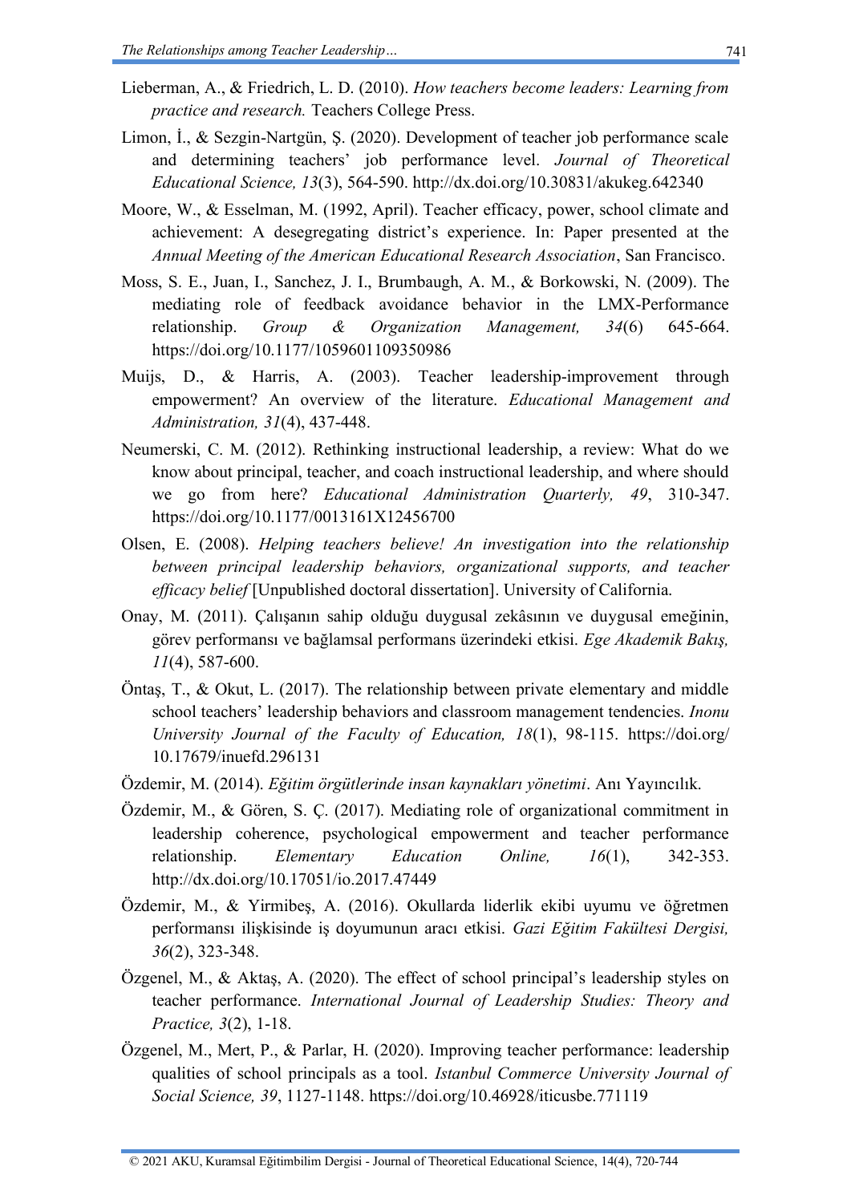Lieberman, A., & Friedrich, L. D. (2010). *How teachers become leaders: Learning from practice and research.* Teachers College Press.

Limon, İ., & Sezgin-Nartgün, Ş. (2020). Development of teacher job performance scale and determining teachers' job performance level. *Journal of Theoretical Educational Science, 13*(3), 564-590. http://dx.doi.org/10.30831/akukeg.642340

Moore, W., & Esselman, M. (1992, April). Teacher efficacy, power, school climate and achievement: A desegregating district's experience. In: Paper presented at the *Annual Meeting of the American Educational Research Association*, San Francisco.

Moss, S. E., Juan, I., Sanchez, J. I., Brumbaugh, A. M., & Borkowski, N. (2009). The mediating role of feedback avoidance behavior in the LMX-Performance relationship. *Group & Organization Management, 34*(6) 645-664. https://doi.org/10.1177/1059601109350986

Muijs, D., & Harris, A. (2003). Teacher leadership-improvement through empowerment? An overview of the literature. *Educational Management and Administration, 31*(4), 437-448.

Neumerski, C. M. (2012). Rethinking instructional leadership, a review: What do we know about principal, teacher, and coach instructional leadership, and where should we go from here? *Educational Administration Quarterly, 49*, 310-347. https://doi.org/10.1177/0013161X12456700

Olsen, E. (2008). *Helping teachers believe! An investigation into the relationship between principal leadership behaviors, organizational supports, and teacher efficacy belief* [Unpublished doctoral dissertation]. University of California.

Onay, M. (2011). Çalışanın sahip olduğu duygusal zekâsının ve duygusal emeğinin, görev performansı ve bağlamsal performans üzerindeki etkisi. *Ege Akademik Bakış, 11*(4), 587-600.

Öntaş, T., & Okut, L. (2017). The relationship between private elementary and middle school teachers' leadership behaviors and classroom management tendencies. *Inonu University Journal of the Faculty of Education, 18*(1), 98-115. https://doi.org/10.17679/inuefd.296131

Özdemir, M. (2014). *Eğitim örgütlerinde insan kaynakları yönetimi*. Anı Yayıncılık.

Özdemir, M., & Gören, S. Ç. (2017). Mediating role of organizational commitment in leadership coherence, psychological empowerment and teacher performance relationship. *Elementary Education Online, 16*(1), 342-353. http://dx.doi.org/10.17051/io.2017.47449

Özdemir, M., & Yirmibeş, A. (2016). Okullarda liderlik ekibi uyumu ve öğretmen performansı ilişkisinde iş doyumunun aracı etkisi. *Gazi Eğitim Fakültesi Dergisi, 36*(2), 323-348.

Özgenel, M., & Aktaş, A. (2020). The effect of school principal's leadership styles on teacher performance. *International Journal of Leadership Studies: Theory and Practice, 3*(2), 1-18.

Özgenel, M., Mert, P., & Parlar, H. (2020). Improving teacher performance: leadership qualities of school principals as a tool. *Istanbul Commerce University Journal of Social Science, 39*, 1127-1148. https://doi.org/10.46928/iticusbe.771119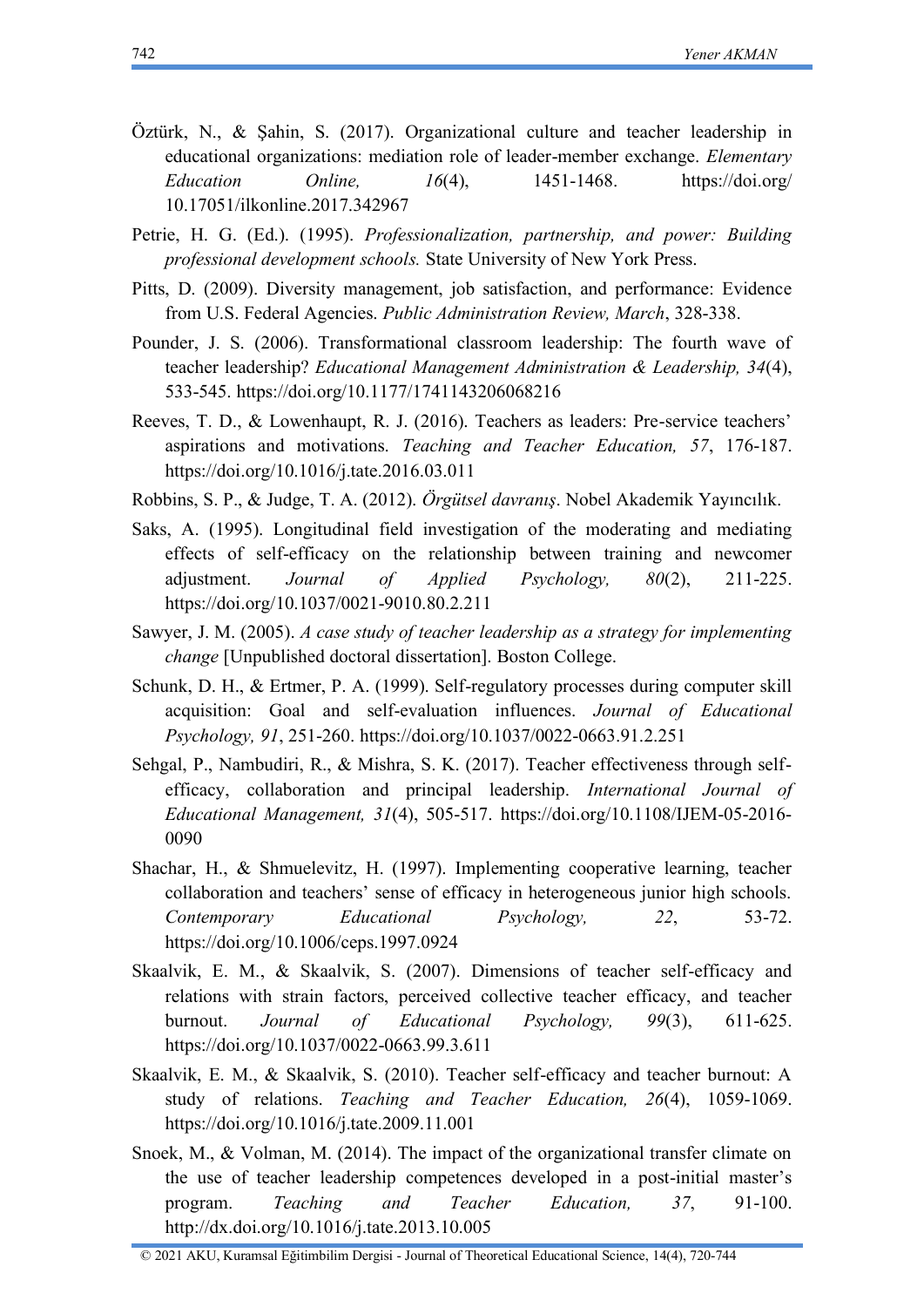Öztürk, N., & Şahin, S. (2017). Organizational culture and teacher leadership in educational organizations: mediation role of leader-member exchange. *Elementary Education Online, 16*(4), 1451-1468. https://doi.org/10.17051/ilkonline.2017.342967

Petrie, H. G. (Ed.). (1995). *Professionalization, partnership, and power: Building professional development schools.* State University of New York Press.

Pitts, D. (2009). Diversity management, job satisfaction, and performance: Evidence from U.S. Federal Agencies. *Public Administration Review, March*, 328-338.

Pounder, J. S. (2006). Transformational classroom leadership: The fourth wave of teacher leadership? *Educational Management Administration & Leadership, 34*(4), 533-545. https://doi.org/10.1177/1741143206068216

Reeves, T. D., & Lowenhaupt, R. J. (2016). Teachers as leaders: Pre-service teachers' aspirations and motivations. *Teaching and Teacher Education, 57*, 176-187. https://doi.org/10.1016/j.tate.2016.03.011

Robbins, S. P., & Judge, T. A. (2012). *Örgütsel davranış*. Nobel Akademik Yayıncılık.

Saks, A. (1995). Longitudinal field investigation of the moderating and mediating effects of self-efficacy on the relationship between training and newcomer adjustment. *Journal of Applied Psychology, 80*(2), 211-225. https://doi.org/10.1037/0021-9010.80.2.211

Sawyer, J. M. (2005). *A case study of teacher leadership as a strategy for implementing change* [Unpublished doctoral dissertation]. Boston College.

Schunk, D. H., & Ertmer, P. A. (1999). Self-regulatory processes during computer skill acquisition: Goal and self-evaluation influences. *Journal of Educational Psychology, 91*, 251-260. https://doi.org/10.1037/0022-0663.91.2.251

Sehgal, P., Nambudiri, R., & Mishra, S. K. (2017). Teacher effectiveness through self-efficacy, collaboration and principal leadership. *International Journal of Educational Management, 31*(4), 505-517. https://doi.org/10.1108/IJEM-05-2016-0090

Shachar, H., & Shmuelevitz, H. (1997). Implementing cooperative learning, teacher collaboration and teachers' sense of efficacy in heterogeneous junior high schools. *Contemporary Educational Psychology, 22*, 53-72. https://doi.org/10.1006/ceps.1997.0924

Skaalvik, E. M., & Skaalvik, S. (2007). Dimensions of teacher self-efficacy and relations with strain factors, perceived collective teacher efficacy, and teacher burnout. *Journal of Educational Psychology, 99*(3), 611-625. https://doi.org/10.1037/0022-0663.99.3.611

Skaalvik, E. M., & Skaalvik, S. (2010). Teacher self-efficacy and teacher burnout: A study of relations. *Teaching and Teacher Education, 26*(4), 1059-1069. https://doi.org/10.1016/j.tate.2009.11.001

Snoek, M., & Volman, M. (2014). The impact of the organizational transfer climate on the use of teacher leadership competences developed in a post-initial master's program. *Teaching and Teacher Education, 37*, 91-100. http://dx.doi.org/10.1016/j.tate.2013.10.005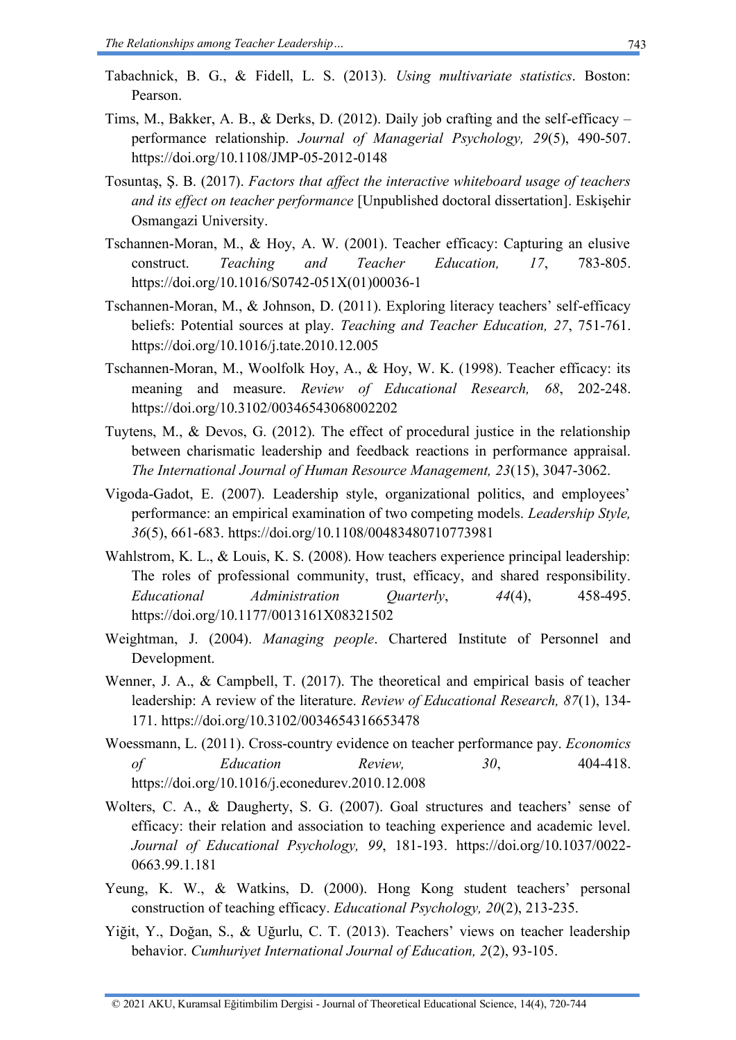Tabachnick, B. G., & Fidell, L. S. (2013). *Using multivariate statistics*. Boston: Pearson.

Tims, M., Bakker, A. B., & Derks, D. (2012). Daily job crafting and the self-efficacy – performance relationship. *Journal of Managerial Psychology, 29*(5), 490-507. https://doi.org/10.1108/JMP-05-2012-0148

Tosuntaş, Ş. B. (2017). *Factors that affect the interactive whiteboard usage of teachers and its effect on teacher performance* [Unpublished doctoral dissertation]. Eskişehir Osmangazi University.

Tschannen-Moran, M., & Hoy, A. W. (2001). Teacher efficacy: Capturing an elusive construct. *Teaching and Teacher Education, 17*, 783-805. https://doi.org/10.1016/S0742-051X(01)00036-1

Tschannen-Moran, M., & Johnson, D. (2011). Exploring literacy teachers' self-efficacy beliefs: Potential sources at play. *Teaching and Teacher Education, 27*, 751-761. https://doi.org/10.1016/j.tate.2010.12.005

Tschannen-Moran, M., Woolfolk Hoy, A., & Hoy, W. K. (1998). Teacher efficacy: its meaning and measure. *Review of Educational Research, 68*, 202-248. https://doi.org/10.3102/00346543068002202

Tuytens, M., & Devos, G. (2012). The effect of procedural justice in the relationship between charismatic leadership and feedback reactions in performance appraisal. *The International Journal of Human Resource Management, 23*(15), 3047-3062.

Vigoda-Gadot, E. (2007). Leadership style, organizational politics, and employees' performance: an empirical examination of two competing models. *Leadership Style, 36*(5), 661-683. https://doi.org/10.1108/00483480710773981

Wahlstrom, K. L., & Louis, K. S. (2008). How teachers experience principal leadership: The roles of professional community, trust, efficacy, and shared responsibility. *Educational Administration Quarterly*, *44*(4), 458-495. https://doi.org/10.1177/0013161X08321502

Weightman, J. (2004). *Managing people*. Chartered Institute of Personnel and Development.

Wenner, J. A., & Campbell, T. (2017). The theoretical and empirical basis of teacher leadership: A review of the literature. *Review of Educational Research, 87*(1), 134-171. https://doi.org/10.3102/0034654316653478

Woessmann, L. (2011). Cross-country evidence on teacher performance pay. *Economics of Education Review, 30*, 404-418. https://doi.org/10.1016/j.econedurev.2010.12.008

Wolters, C. A., & Daugherty, S. G. (2007). Goal structures and teachers' sense of efficacy: their relation and association to teaching experience and academic level. *Journal of Educational Psychology, 99*, 181-193. https://doi.org/10.1037/0022-0663.99.1.181

Yeung, K. W., & Watkins, D. (2000). Hong Kong student teachers' personal construction of teaching efficacy. *Educational Psychology, 20*(2), 213-235.

Yiğit, Y., Doğan, S., & Uğurlu, C. T. (2013). Teachers' views on teacher leadership behavior. *Cumhuriyet International Journal of Education, 2*(2), 93-105.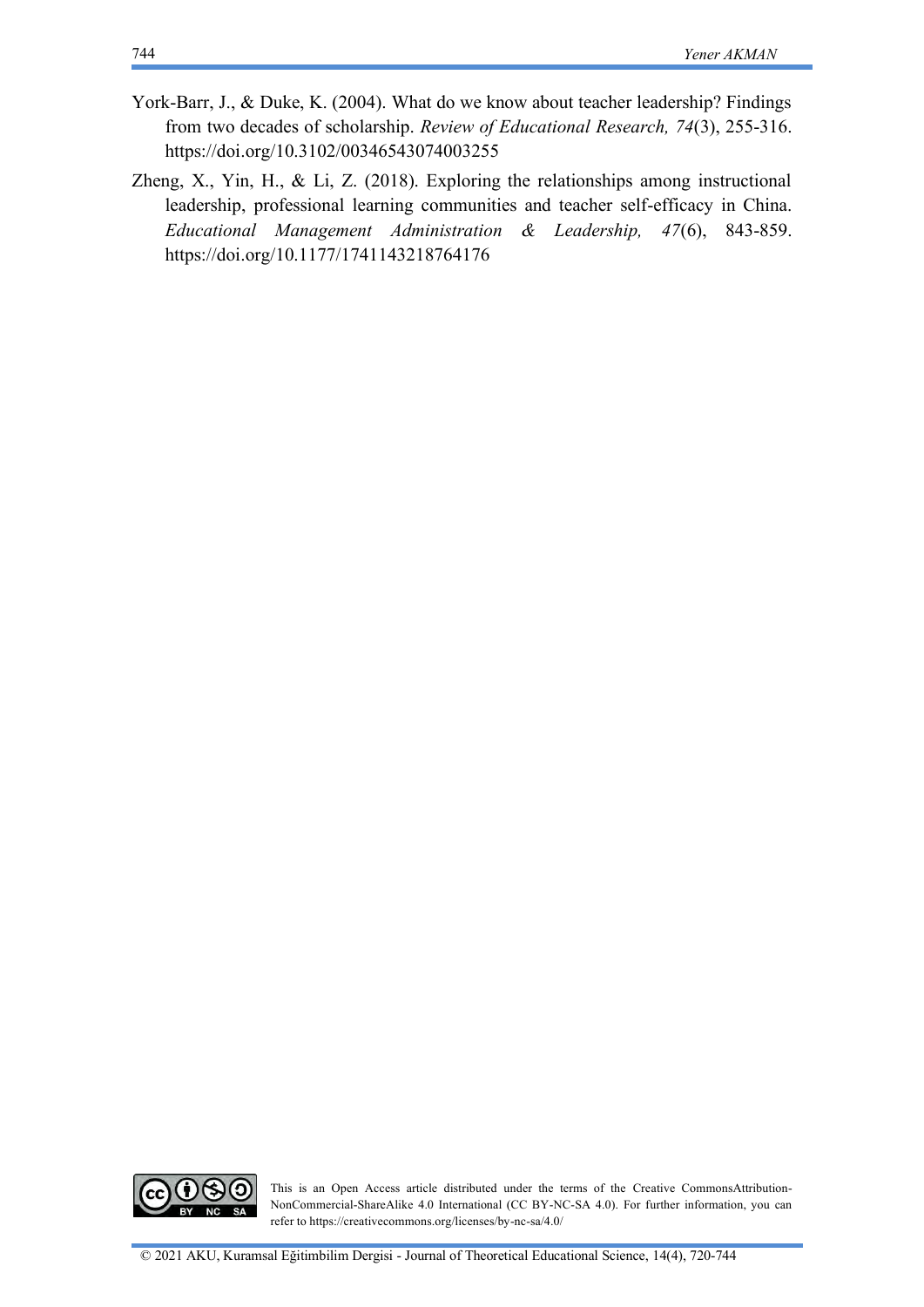York-Barr, J., & Duke, K. (2004). What do we know about teacher leadership? Findings from two decades of scholarship. *Review of Educational Research, 74*(3), 255-316. https://doi.org/10.3102/00346543074003255

Zheng, X., Yin, H., & Li, Z. (2018). Exploring the relationships among instructional leadership, professional learning communities and teacher self-efficacy in China. *Educational Management Administration & Leadership, 47*(6), 843-859. https://doi.org/10.1177/1741143218764176

This is an Open Access article distributed under the terms of the Creative CommonsAttribution-NonCommercial-ShareAlike 4.0 International (CC BY-NC-SA 4.0). For further information, you can refer to https://creativecommons.org/licenses/by-nc-sa/4.0/